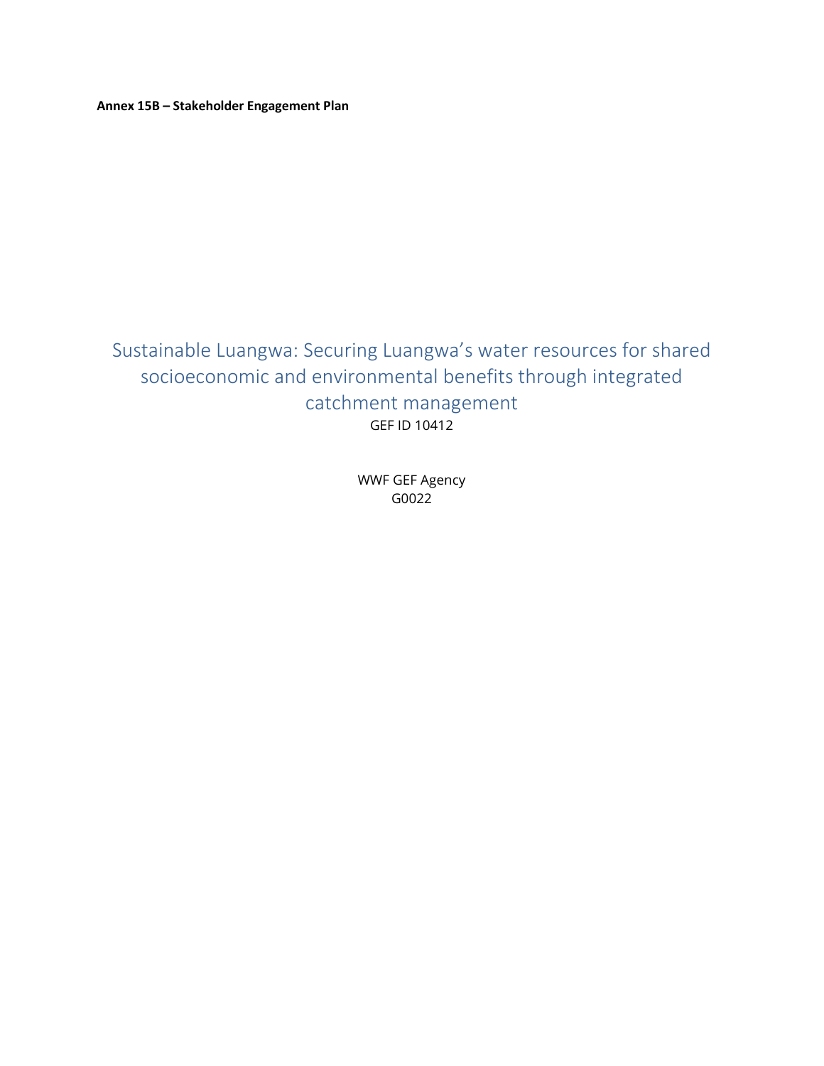**Annex 15B – Stakeholder Engagement Plan**

# Sustainable Luangwa: Securing Luangwa's water resources for shared socioeconomic and environmental benefits through integrated catchment management

GEF ID 10412

WWF GEF Agency

G0022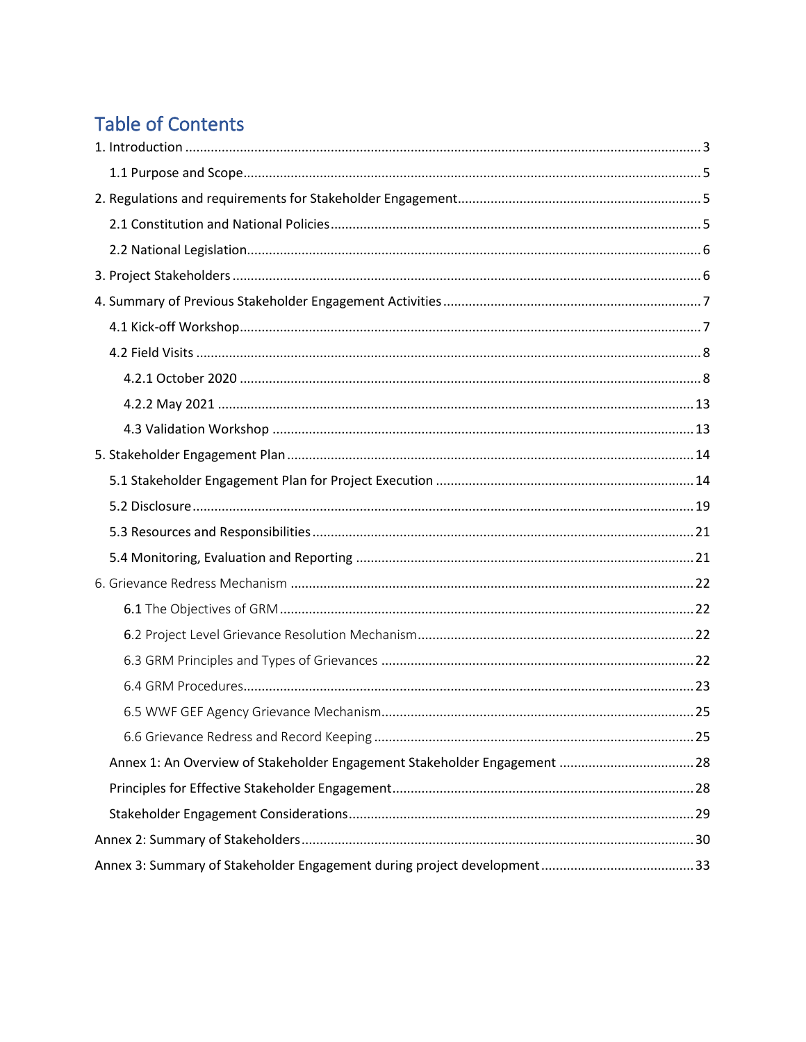# Table of Contents

1. Introduction ........................................................................................................................................ 3
   - 1.1 Purpose and Scope........................................................................................................................ 5
2. Regulations and requirements for Stakeholder Engagement.................................................................. 5
   - 2.1 Constitution and National Policies................................................................................................ 5
   - 2.2 National Legislation....................................................................................................................... 6
3. Project Stakeholders ............................................................................................................................ 6
4. Summary of Previous Stakeholder Engagement Activities ...................................................................... 7
   - 4.1 Kick-off Workshop.......................................................................................................................... 7
   - 4.2 Field Visits ..................................................................................................................................... 8
     - 4.2.1 October 2020 ........................................................................................................................... 8
     - 4.2.2 May 2021 ................................................................................................................................ 13
     - 4.3 Validation Workshop ................................................................................................................. 13
5. Stakeholder Engagement Plan ............................................................................................................. 14
   - 5.1 Stakeholder Engagement Plan for Project Execution ...................................................................... 14
   - 5.2 Disclosure...................................................................................................................................... 19
   - 5.3 Resources and Responsibilities...................................................................................................... 21
   - 5.4 Monitoring, Evaluation and Reporting .......................................................................................... 21
6. Grievance Redress Mechanism ............................................................................................................ 22
   - 6.1 The Objectives of GRM ............................................................................................................... 22
   - 6.2 Project Level Grievance Resolution Mechanism.......................................................................... 22
   - 6.3 GRM Principles and Types of Grievances .................................................................................... 22
   - 6.4 GRM Procedures.......................................................................................................................... 23
   - 6.5 WWF GEF Agency Grievance Mechanism.................................................................................... 25
   - 6.6 Grievance Redress and Record Keeping ...................................................................................... 25
   - Annex 1: An Overview of Stakeholder Engagement Stakeholder Engagement .................................... 28
   - Principles for Effective Stakeholder Engagement................................................................................ 28
   - Stakeholder Engagement Considerations............................................................................................ 29

Annex 2: Summary of Stakeholders.......................................................................................................... 30

Annex 3: Summary of Stakeholder Engagement during project development......................................... 33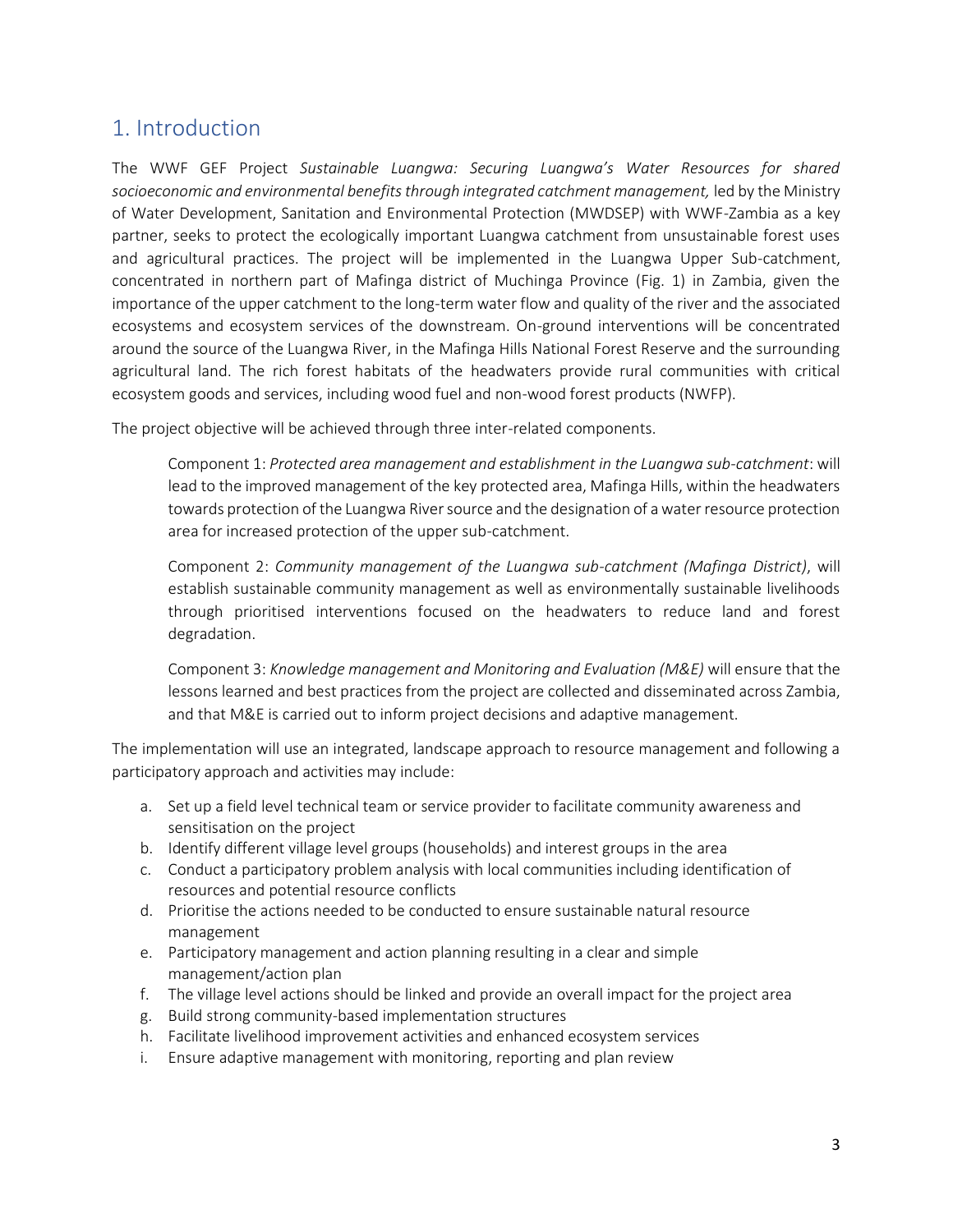## 1. Introduction

The WWF GEF Project *Sustainable Luangwa: Securing Luangwa's Water Resources for shared socioeconomic and environmental benefits through integrated catchment management,* led by the Ministry of Water Development, Sanitation and Environmental Protection (MWDSEP) with WWF-Zambia as a key partner, seeks to protect the ecologically important Luangwa catchment from unsustainable forest uses and agricultural practices. The project will be implemented in the Luangwa Upper Sub-catchment, concentrated in northern part of Mafinga district of Muchinga Province (Fig. 1) in Zambia, given the importance of the upper catchment to the long-term water flow and quality of the river and the associated ecosystems and ecosystem services of the downstream. On-ground interventions will be concentrated around the source of the Luangwa River, in the Mafinga Hills National Forest Reserve and the surrounding agricultural land. The rich forest habitats of the headwaters provide rural communities with critical ecosystem goods and services, including wood fuel and non-wood forest products (NWFP).

The project objective will be achieved through three inter-related components.

> Component 1: *Protected area management and establishment in the Luangwa sub-catchment*: will lead to the improved management of the key protected area, Mafinga Hills, within the headwaters towards protection of the Luangwa River source and the designation of a water resource protection area for increased protection of the upper sub-catchment.
>
> Component 2: *Community management of the Luangwa sub-catchment (Mafinga District)*, will establish sustainable community management as well as environmentally sustainable livelihoods through prioritised interventions focused on the headwaters to reduce land and forest degradation.
>
> Component 3: *Knowledge management and Monitoring and Evaluation (M&E)* will ensure that the lessons learned and best practices from the project are collected and disseminated across Zambia, and that M&E is carried out to inform project decisions and adaptive management.

The implementation will use an integrated, landscape approach to resource management and following a participatory approach and activities may include:

a. Set up a field level technical team or service provider to facilitate community awareness and sensitisation on the project
b. Identify different village level groups (households) and interest groups in the area
c. Conduct a participatory problem analysis with local communities including identification of resources and potential resource conflicts
d. Prioritise the actions needed to be conducted to ensure sustainable natural resource management
e. Participatory management and action planning resulting in a clear and simple management/action plan
f. The village level actions should be linked and provide an overall impact for the project area
g. Build strong community-based implementation structures
h. Facilitate livelihood improvement activities and enhanced ecosystem services
i. Ensure adaptive management with monitoring, reporting and plan review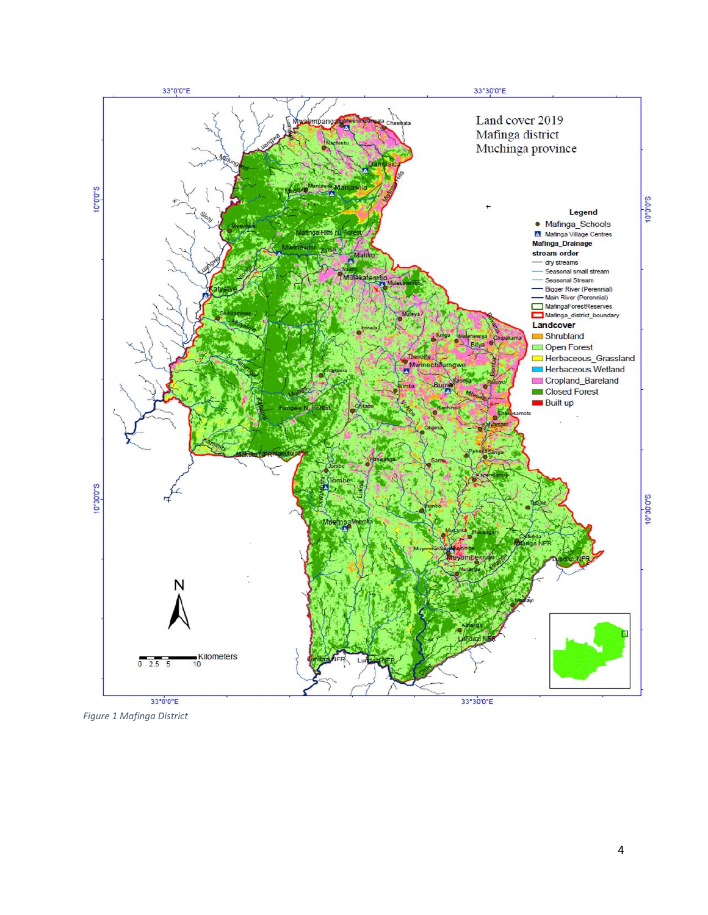*Figure 1 Mafinga District*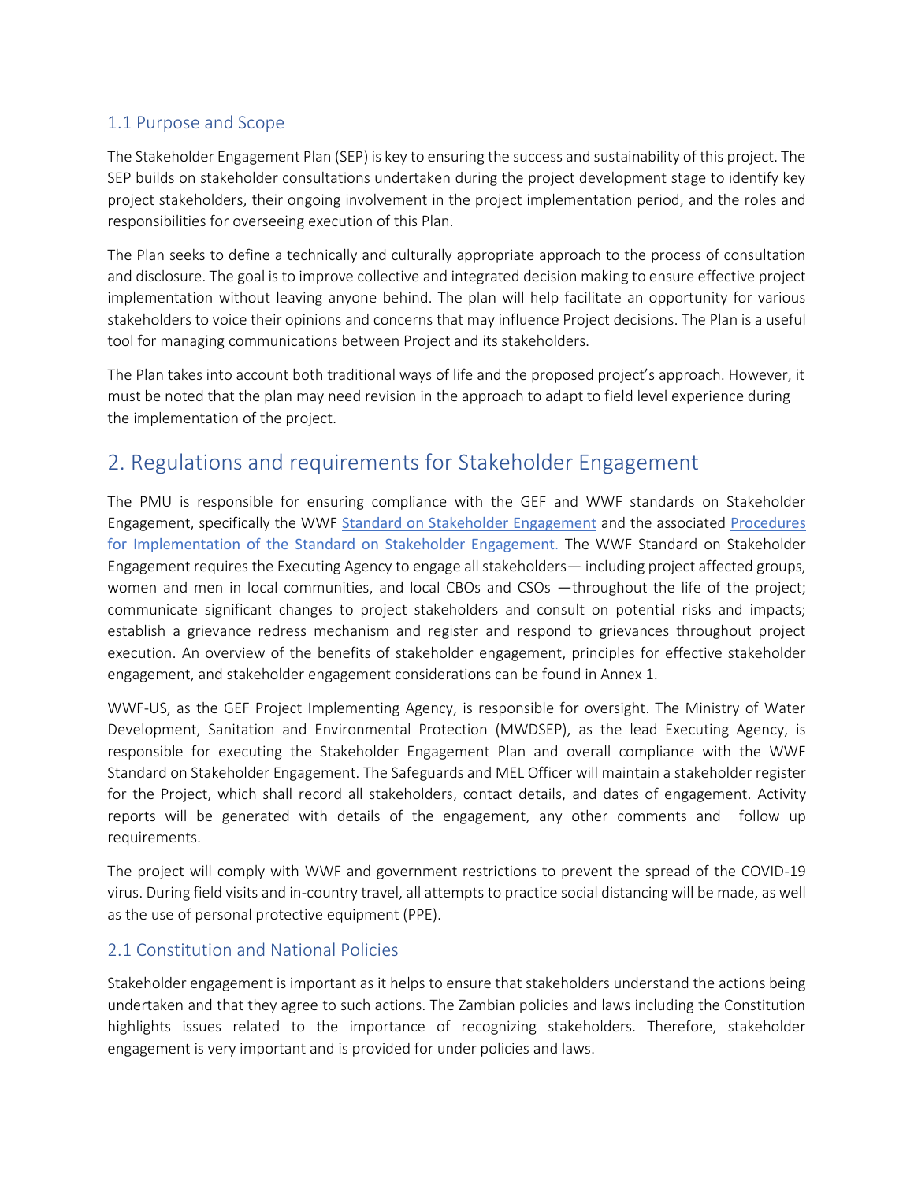### 1.1 Purpose and Scope

The Stakeholder Engagement Plan (SEP) is key to ensuring the success and sustainability of this project. The SEP builds on stakeholder consultations undertaken during the project development stage to identify key project stakeholders, their ongoing involvement in the project implementation period, and the roles and responsibilities for overseeing execution of this Plan.

The Plan seeks to define a technically and culturally appropriate approach to the process of consultation and disclosure. The goal is to improve collective and integrated decision making to ensure effective project implementation without leaving anyone behind. The plan will help facilitate an opportunity for various stakeholders to voice their opinions and concerns that may influence Project decisions. The Plan is a useful tool for managing communications between Project and its stakeholders.

The Plan takes into account both traditional ways of life and the proposed project's approach. However, it must be noted that the plan may need revision in the approach to adapt to field level experience during the implementation of the project.

## 2. Regulations and requirements for Stakeholder Engagement

The PMU is responsible for ensuring compliance with the GEF and WWF standards on Stakeholder Engagement, specifically the WWF Standard on Stakeholder Engagement and the associated Procedures for Implementation of the Standard on Stakeholder Engagement. The WWF Standard on Stakeholder Engagement requires the Executing Agency to engage all stakeholders— including project affected groups, women and men in local communities, and local CBOs and CSOs —throughout the life of the project; communicate significant changes to project stakeholders and consult on potential risks and impacts; establish a grievance redress mechanism and register and respond to grievances throughout project execution. An overview of the benefits of stakeholder engagement, principles for effective stakeholder engagement, and stakeholder engagement considerations can be found in Annex 1.

WWF-US, as the GEF Project Implementing Agency, is responsible for oversight. The Ministry of Water Development, Sanitation and Environmental Protection (MWDSEP), as the lead Executing Agency, is responsible for executing the Stakeholder Engagement Plan and overall compliance with the WWF Standard on Stakeholder Engagement. The Safeguards and MEL Officer will maintain a stakeholder register for the Project, which shall record all stakeholders, contact details, and dates of engagement. Activity reports will be generated with details of the engagement, any other comments and follow up requirements.

The project will comply with WWF and government restrictions to prevent the spread of the COVID-19 virus. During field visits and in-country travel, all attempts to practice social distancing will be made, as well as the use of personal protective equipment (PPE).

### 2.1 Constitution and National Policies

Stakeholder engagement is important as it helps to ensure that stakeholders understand the actions being undertaken and that they agree to such actions. The Zambian policies and laws including the Constitution highlights issues related to the importance of recognizing stakeholders. Therefore, stakeholder engagement is very important and is provided for under policies and laws.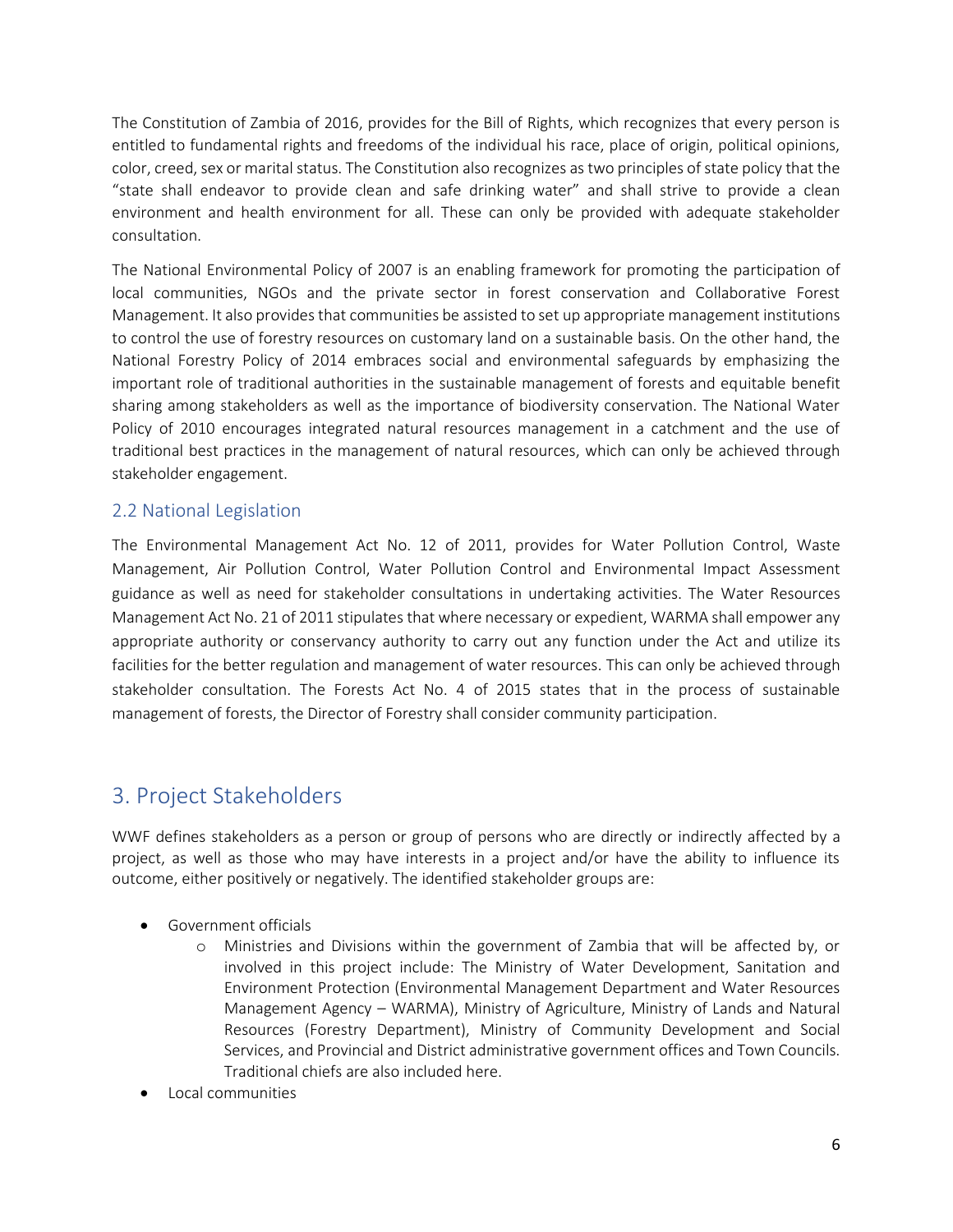The Constitution of Zambia of 2016, provides for the Bill of Rights, which recognizes that every person is entitled to fundamental rights and freedoms of the individual his race, place of origin, political opinions, color, creed, sex or marital status. The Constitution also recognizes as two principles of state policy that the "state shall endeavor to provide clean and safe drinking water" and shall strive to provide a clean environment and health environment for all. These can only be provided with adequate stakeholder consultation.

The National Environmental Policy of 2007 is an enabling framework for promoting the participation of local communities, NGOs and the private sector in forest conservation and Collaborative Forest Management. It also provides that communities be assisted to set up appropriate management institutions to control the use of forestry resources on customary land on a sustainable basis. On the other hand, the National Forestry Policy of 2014 embraces social and environmental safeguards by emphasizing the important role of traditional authorities in the sustainable management of forests and equitable benefit sharing among stakeholders as well as the importance of biodiversity conservation. The National Water Policy of 2010 encourages integrated natural resources management in a catchment and the use of traditional best practices in the management of natural resources, which can only be achieved through stakeholder engagement.

## 2.2 National Legislation

The Environmental Management Act No. 12 of 2011, provides for Water Pollution Control, Waste Management, Air Pollution Control, Water Pollution Control and Environmental Impact Assessment guidance as well as need for stakeholder consultations in undertaking activities. The Water Resources Management Act No. 21 of 2011 stipulates that where necessary or expedient, WARMA shall empower any appropriate authority or conservancy authority to carry out any function under the Act and utilize its facilities for the better regulation and management of water resources. This can only be achieved through stakeholder consultation. The Forests Act No. 4 of 2015 states that in the process of sustainable management of forests, the Director of Forestry shall consider community participation.

# 3. Project Stakeholders

WWF defines stakeholders as a person or group of persons who are directly or indirectly affected by a project, as well as those who may have interests in a project and/or have the ability to influence its outcome, either positively or negatively. The identified stakeholder groups are:

- Government officials
    - Ministries and Divisions within the government of Zambia that will be affected by, or involved in this project include: The Ministry of Water Development, Sanitation and Environment Protection (Environmental Management Department and Water Resources Management Agency – WARMA), Ministry of Agriculture, Ministry of Lands and Natural Resources (Forestry Department), Ministry of Community Development and Social Services, and Provincial and District administrative government offices and Town Councils. Traditional chiefs are also included here.
- Local communities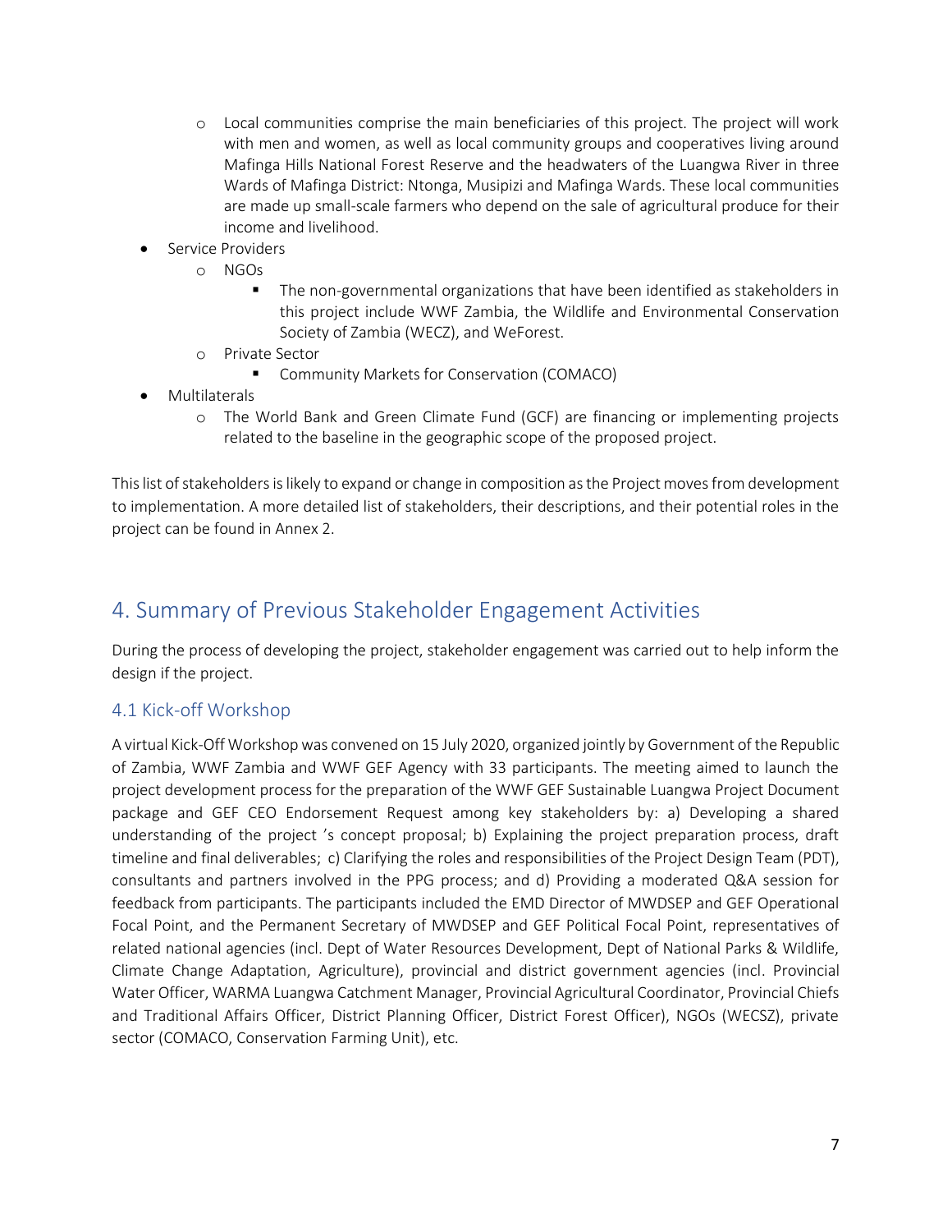- Local communities comprise the main beneficiaries of this project. The project will work with men and women, as well as local community groups and cooperatives living around Mafinga Hills National Forest Reserve and the headwaters of the Luangwa River in three Wards of Mafinga District: Ntonga, Musipizi and Mafinga Wards. These local communities are made up small-scale farmers who depend on the sale of agricultural produce for their income and livelihood.
- Service Providers
    - NGOs
        - The non-governmental organizations that have been identified as stakeholders in this project include WWF Zambia, the Wildlife and Environmental Conservation Society of Zambia (WECZ), and WeForest.
    - Private Sector
        - Community Markets for Conservation (COMACO)
- Multilaterals
    - The World Bank and Green Climate Fund (GCF) are financing or implementing projects related to the baseline in the geographic scope of the proposed project.

This list of stakeholders is likely to expand or change in composition as the Project moves from development to implementation. A more detailed list of stakeholders, their descriptions, and their potential roles in the project can be found in Annex 2.

# 4. Summary of Previous Stakeholder Engagement Activities

During the process of developing the project, stakeholder engagement was carried out to help inform the design if the project.

## 4.1 Kick-off Workshop

A virtual Kick-Off Workshop was convened on 15 July 2020, organized jointly by Government of the Republic of Zambia, WWF Zambia and WWF GEF Agency with 33 participants. The meeting aimed to launch the project development process for the preparation of the WWF GEF Sustainable Luangwa Project Document package and GEF CEO Endorsement Request among key stakeholders by: a) Developing a shared understanding of the project 's concept proposal; b) Explaining the project preparation process, draft timeline and final deliverables; c) Clarifying the roles and responsibilities of the Project Design Team (PDT), consultants and partners involved in the PPG process; and d) Providing a moderated Q&A session for feedback from participants. The participants included the EMD Director of MWDSEP and GEF Operational Focal Point, and the Permanent Secretary of MWDSEP and GEF Political Focal Point, representatives of related national agencies (incl. Dept of Water Resources Development, Dept of National Parks & Wildlife, Climate Change Adaptation, Agriculture), provincial and district government agencies (incl. Provincial Water Officer, WARMA Luangwa Catchment Manager, Provincial Agricultural Coordinator, Provincial Chiefs and Traditional Affairs Officer, District Planning Officer, District Forest Officer), NGOs (WECSZ), private sector (COMACO, Conservation Farming Unit), etc.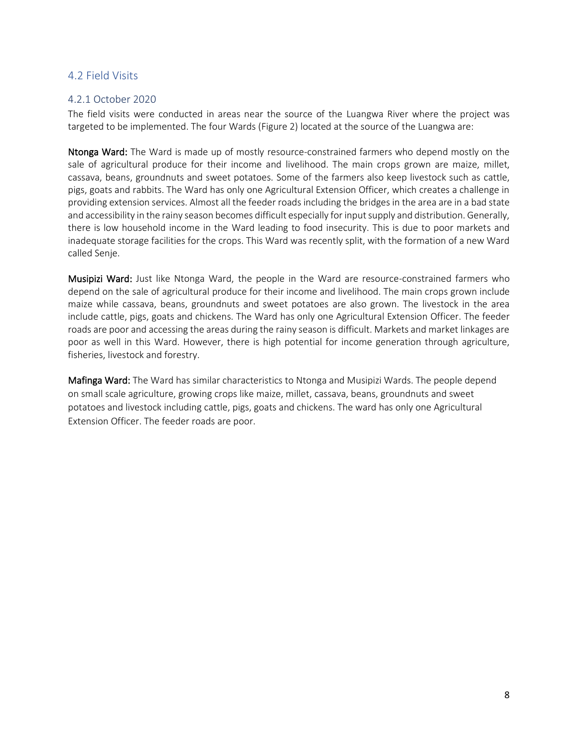## 4.2 Field Visits

### 4.2.1 October 2020

The field visits were conducted in areas near the source of the Luangwa River where the project was targeted to be implemented. The four Wards (Figure 2) located at the source of the Luangwa are:

**Ntonga Ward:** The Ward is made up of mostly resource-constrained farmers who depend mostly on the sale of agricultural produce for their income and livelihood. The main crops grown are maize, millet, cassava, beans, groundnuts and sweet potatoes. Some of the farmers also keep livestock such as cattle, pigs, goats and rabbits. The Ward has only one Agricultural Extension Officer, which creates a challenge in providing extension services. Almost all the feeder roads including the bridges in the area are in a bad state and accessibility in the rainy season becomes difficult especially for input supply and distribution. Generally, there is low household income in the Ward leading to food insecurity. This is due to poor markets and inadequate storage facilities for the crops. This Ward was recently split, with the formation of a new Ward called Senje.

**Musipizi Ward:** Just like Ntonga Ward, the people in the Ward are resource-constrained farmers who depend on the sale of agricultural produce for their income and livelihood. The main crops grown include maize while cassava, beans, groundnuts and sweet potatoes are also grown. The livestock in the area include cattle, pigs, goats and chickens. The Ward has only one Agricultural Extension Officer. The feeder roads are poor and accessing the areas during the rainy season is difficult. Markets and market linkages are poor as well in this Ward. However, there is high potential for income generation through agriculture, fisheries, livestock and forestry.

**Mafinga Ward:** The Ward has similar characteristics to Ntonga and Musipizi Wards. The people depend on small scale agriculture, growing crops like maize, millet, cassava, beans, groundnuts and sweet potatoes and livestock including cattle, pigs, goats and chickens. The ward has only one Agricultural Extension Officer. The feeder roads are poor.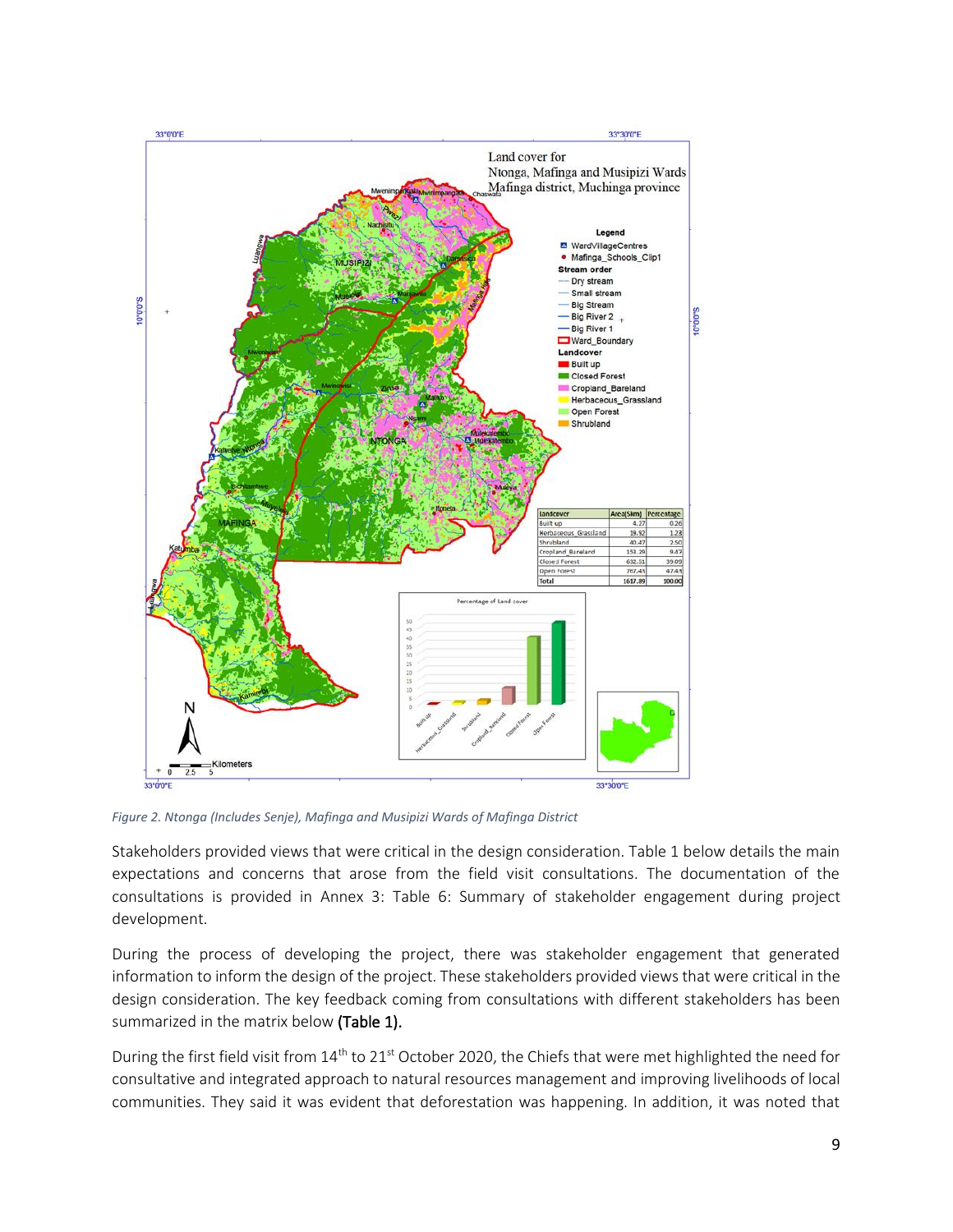Figure 2. Ntonga (Includes Senje), Mafinga and Musipizi Wards of Mafinga District

Stakeholders provided views that were critical in the design consideration. Table 1 below details the main expectations and concerns that arose from the field visit consultations. The documentation of the consultations is provided in Annex 3: Table 6: Summary of stakeholder engagement during project development.

During the process of developing the project, there was stakeholder engagement that generated information to inform the design of the project. These stakeholders provided views that were critical in the design consideration. The key feedback coming from consultations with different stakeholders has been summarized in the matrix below **(Table 1).**

During the first field visit from 14th to 21st October 2020, the Chiefs that were met highlighted the need for consultative and integrated approach to natural resources management and improving livelihoods of local communities. They said it was evident that deforestation was happening. In addition, it was noted that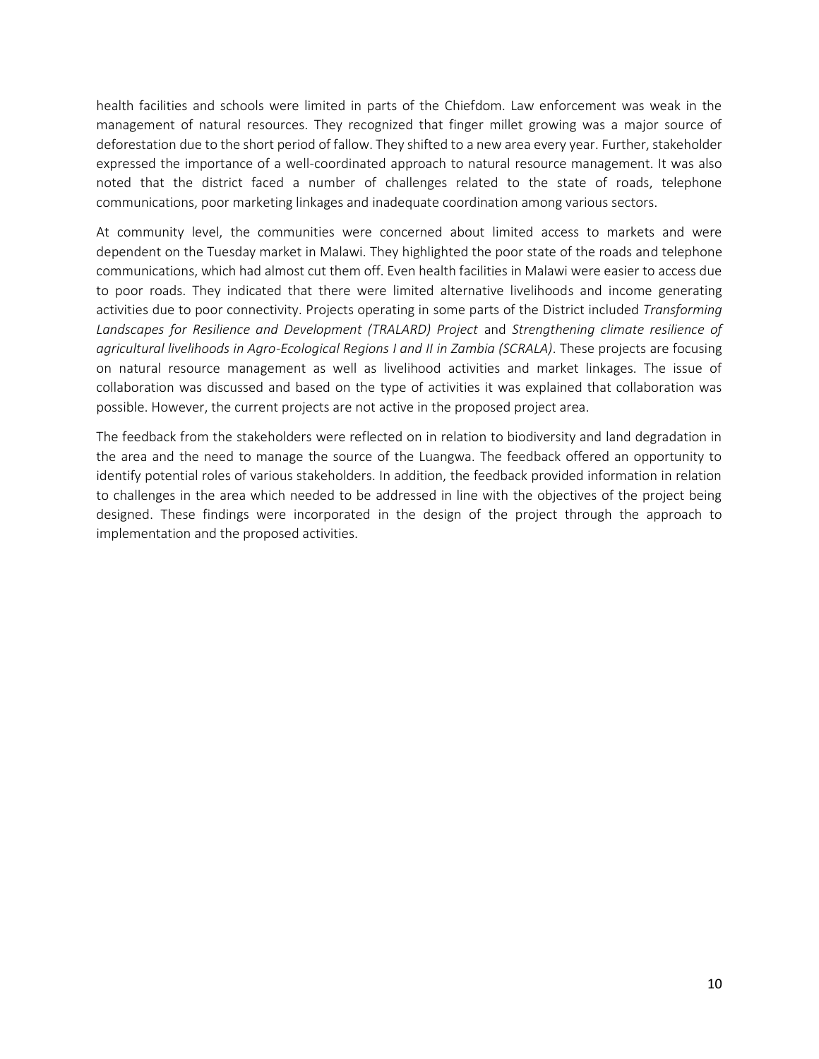health facilities and schools were limited in parts of the Chiefdom. Law enforcement was weak in the management of natural resources. They recognized that finger millet growing was a major source of deforestation due to the short period of fallow. They shifted to a new area every year. Further, stakeholder expressed the importance of a well-coordinated approach to natural resource management. It was also noted that the district faced a number of challenges related to the state of roads, telephone communications, poor marketing linkages and inadequate coordination among various sectors.

At community level, the communities were concerned about limited access to markets and were dependent on the Tuesday market in Malawi. They highlighted the poor state of the roads and telephone communications, which had almost cut them off. Even health facilities in Malawi were easier to access due to poor roads. They indicated that there were limited alternative livelihoods and income generating activities due to poor connectivity. Projects operating in some parts of the District included *Transforming Landscapes for Resilience and Development (TRALARD) Project* and *Strengthening climate resilience of agricultural livelihoods in Agro-Ecological Regions I and II in Zambia (SCRALA)*. These projects are focusing on natural resource management as well as livelihood activities and market linkages. The issue of collaboration was discussed and based on the type of activities it was explained that collaboration was possible. However, the current projects are not active in the proposed project area.

The feedback from the stakeholders were reflected on in relation to biodiversity and land degradation in the area and the need to manage the source of the Luangwa. The feedback offered an opportunity to identify potential roles of various stakeholders. In addition, the feedback provided information in relation to challenges in the area which needed to be addressed in line with the objectives of the project being designed. These findings were incorporated in the design of the project through the approach to implementation and the proposed activities.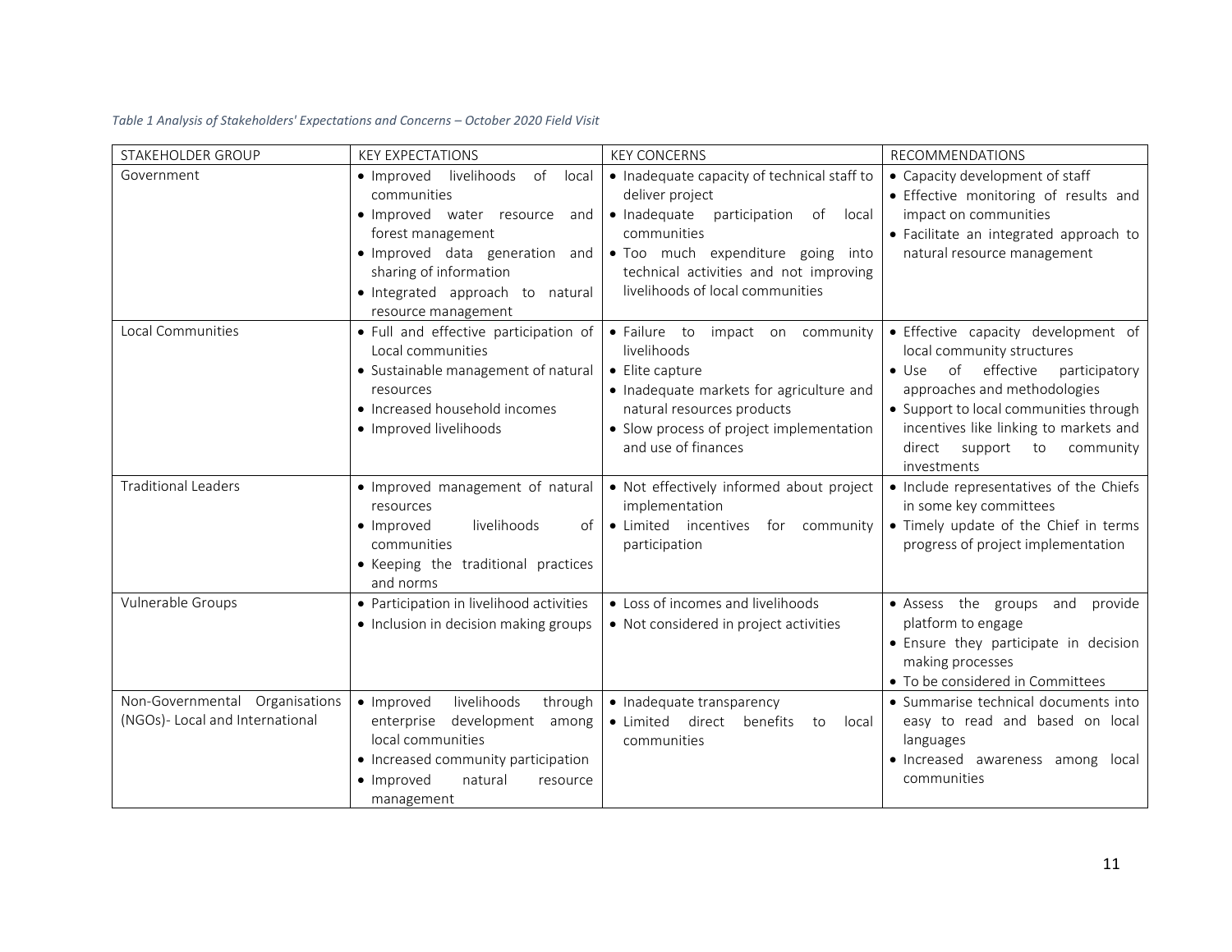*Table 1 Analysis of Stakeholders' Expectations and Concerns – October 2020 Field Visit*

| STAKEHOLDER GROUP | KEY EXPECTATIONS | KEY CONCERNS | RECOMMENDATIONS |
|---|---|---|---|
| Government | • Improved livelihoods of local communities<br>• Improved water resource and forest management<br>• Improved data generation and sharing of information<br>• Integrated approach to natural resource management | • Inadequate capacity of technical staff to deliver project<br>• Inadequate participation of local communities<br>• Too much expenditure going into technical activities and not improving livelihoods of local communities | • Capacity development of staff<br>• Effective monitoring of results and impact on communities<br>• Facilitate an integrated approach to natural resource management |
| Local Communities | • Full and effective participation of Local communities<br>• Sustainable management of natural resources<br>• Increased household incomes<br>• Improved livelihoods | • Failure to impact on community livelihoods<br>• Elite capture<br>• Inadequate markets for agriculture and natural resources products<br>• Slow process of project implementation and use of finances | • Effective capacity development of local community structures<br>• Use of effective participatory approaches and methodologies<br>• Support to local communities through incentives like linking to markets and direct support to community investments |
| Traditional Leaders | • Improved management of natural resources<br>• Improved livelihoods of communities<br>• Keeping the traditional practices and norms | • Not effectively informed about project implementation<br>• Limited incentives for community participation | • Include representatives of the Chiefs in some key committees<br>• Timely update of the Chief in terms progress of project implementation |
| Vulnerable Groups | • Participation in livelihood activities<br>• Inclusion in decision making groups | • Loss of incomes and livelihoods<br>• Not considered in project activities | • Assess the groups and provide platform to engage<br>• Ensure they participate in decision making processes<br>• To be considered in Committees |
| Non-Governmental Organisations (NGOs)- Local and International | • Improved livelihoods through enterprise development among local communities<br>• Increased community participation<br>• Improved natural resource management | • Inadequate transparency<br>• Limited direct benefits to local communities | • Summarise technical documents into easy to read and based on local languages<br>• Increased awareness among local communities |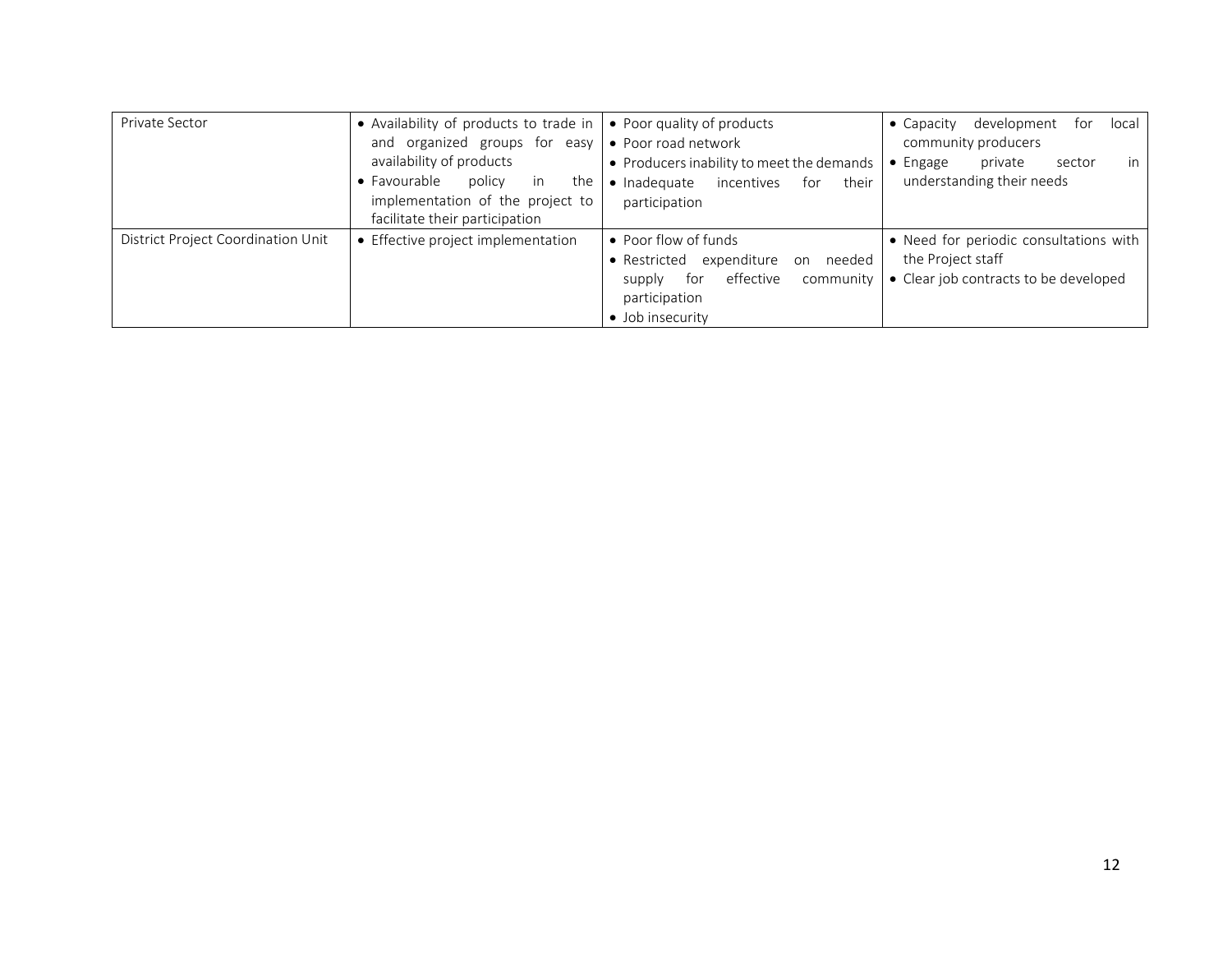| | | | |
|---|---|---|---|
| Private Sector | • Availability of products to trade in and organized groups for easy availability of products<br>• Favourable policy in the implementation of the project to facilitate their participation | • Poor quality of products<br>• Poor road network<br>• Producers inability to meet the demands<br>• Inadequate incentives for their participation | • Capacity development for local community producers<br>• Engage private sector in understanding their needs |
| District Project Coordination Unit | • Effective project implementation | • Poor flow of funds<br>• Restricted expenditure on needed supply for effective community participation<br>• Job insecurity | • Need for periodic consultations with the Project staff<br>• Clear job contracts to be developed |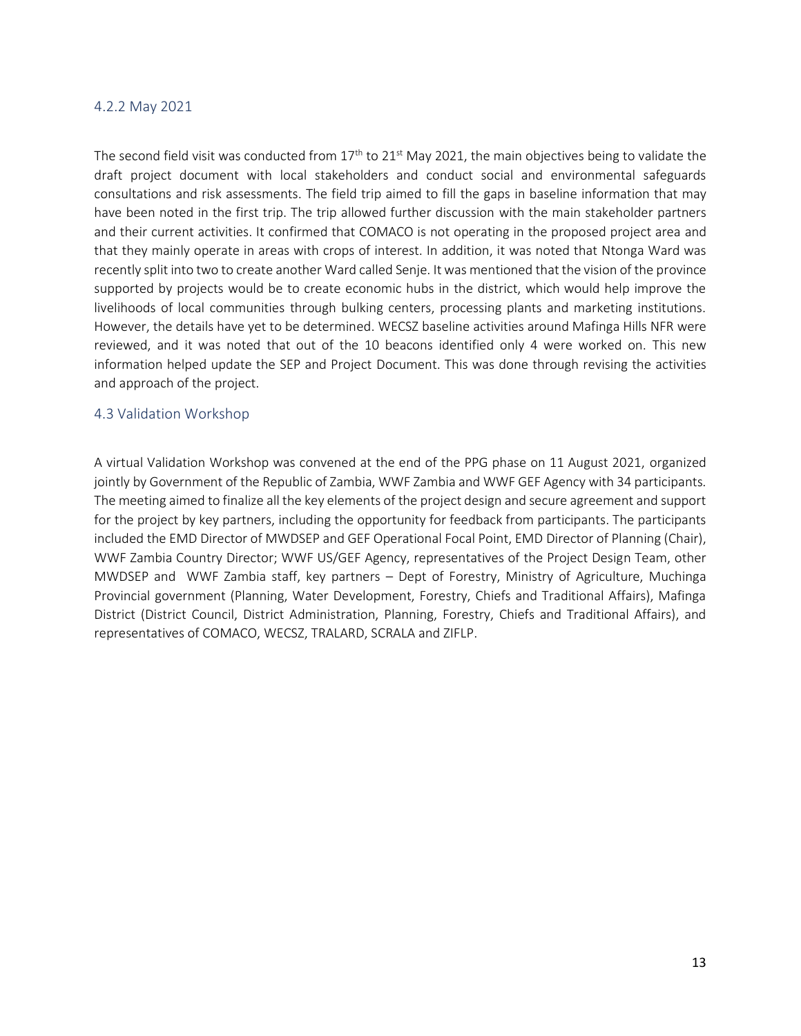### 4.2.2 May 2021

The second field visit was conducted from 17th to 21st May 2021, the main objectives being to validate the draft project document with local stakeholders and conduct social and environmental safeguards consultations and risk assessments. The field trip aimed to fill the gaps in baseline information that may have been noted in the first trip. The trip allowed further discussion with the main stakeholder partners and their current activities. It confirmed that COMACO is not operating in the proposed project area and that they mainly operate in areas with crops of interest. In addition, it was noted that Ntonga Ward was recently split into two to create another Ward called Senje. It was mentioned that the vision of the province supported by projects would be to create economic hubs in the district, which would help improve the livelihoods of local communities through bulking centers, processing plants and marketing institutions. However, the details have yet to be determined. WECSZ baseline activities around Mafinga Hills NFR were reviewed, and it was noted that out of the 10 beacons identified only 4 were worked on. This new information helped update the SEP and Project Document. This was done through revising the activities and approach of the project.

## 4.3 Validation Workshop

A virtual Validation Workshop was convened at the end of the PPG phase on 11 August 2021, organized jointly by Government of the Republic of Zambia, WWF Zambia and WWF GEF Agency with 34 participants. The meeting aimed to finalize all the key elements of the project design and secure agreement and support for the project by key partners, including the opportunity for feedback from participants. The participants included the EMD Director of MWDSEP and GEF Operational Focal Point, EMD Director of Planning (Chair), WWF Zambia Country Director; WWF US/GEF Agency, representatives of the Project Design Team, other MWDSEP and WWF Zambia staff, key partners – Dept of Forestry, Ministry of Agriculture, Muchinga Provincial government (Planning, Water Development, Forestry, Chiefs and Traditional Affairs), Mafinga District (District Council, District Administration, Planning, Forestry, Chiefs and Traditional Affairs), and representatives of COMACO, WECSZ, TRALARD, SCRALA and ZIFLP.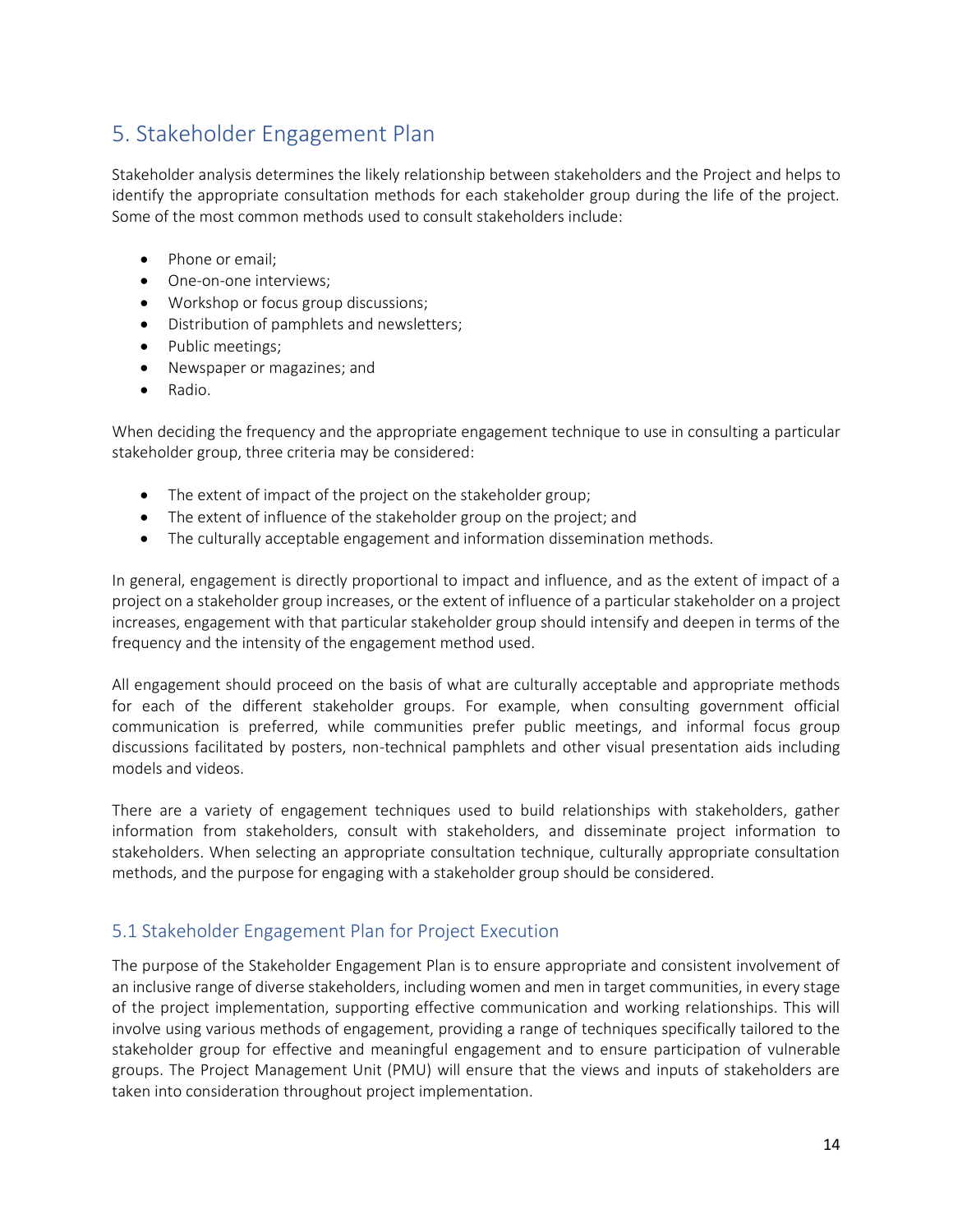## 5. Stakeholder Engagement Plan

Stakeholder analysis determines the likely relationship between stakeholders and the Project and helps to identify the appropriate consultation methods for each stakeholder group during the life of the project. Some of the most common methods used to consult stakeholders include:

- Phone or email;
- One-on-one interviews;
- Workshop or focus group discussions;
- Distribution of pamphlets and newsletters;
- Public meetings;
- Newspaper or magazines; and
- Radio.

When deciding the frequency and the appropriate engagement technique to use in consulting a particular stakeholder group, three criteria may be considered:

- The extent of impact of the project on the stakeholder group;
- The extent of influence of the stakeholder group on the project; and
- The culturally acceptable engagement and information dissemination methods.

In general, engagement is directly proportional to impact and influence, and as the extent of impact of a project on a stakeholder group increases, or the extent of influence of a particular stakeholder on a project increases, engagement with that particular stakeholder group should intensify and deepen in terms of the frequency and the intensity of the engagement method used.

All engagement should proceed on the basis of what are culturally acceptable and appropriate methods for each of the different stakeholder groups. For example, when consulting government official communication is preferred, while communities prefer public meetings, and informal focus group discussions facilitated by posters, non-technical pamphlets and other visual presentation aids including models and videos.

There are a variety of engagement techniques used to build relationships with stakeholders, gather information from stakeholders, consult with stakeholders, and disseminate project information to stakeholders. When selecting an appropriate consultation technique, culturally appropriate consultation methods, and the purpose for engaging with a stakeholder group should be considered.

### 5.1 Stakeholder Engagement Plan for Project Execution

The purpose of the Stakeholder Engagement Plan is to ensure appropriate and consistent involvement of an inclusive range of diverse stakeholders, including women and men in target communities, in every stage of the project implementation, supporting effective communication and working relationships. This will involve using various methods of engagement, providing a range of techniques specifically tailored to the stakeholder group for effective and meaningful engagement and to ensure participation of vulnerable groups. The Project Management Unit (PMU) will ensure that the views and inputs of stakeholders are taken into consideration throughout project implementation.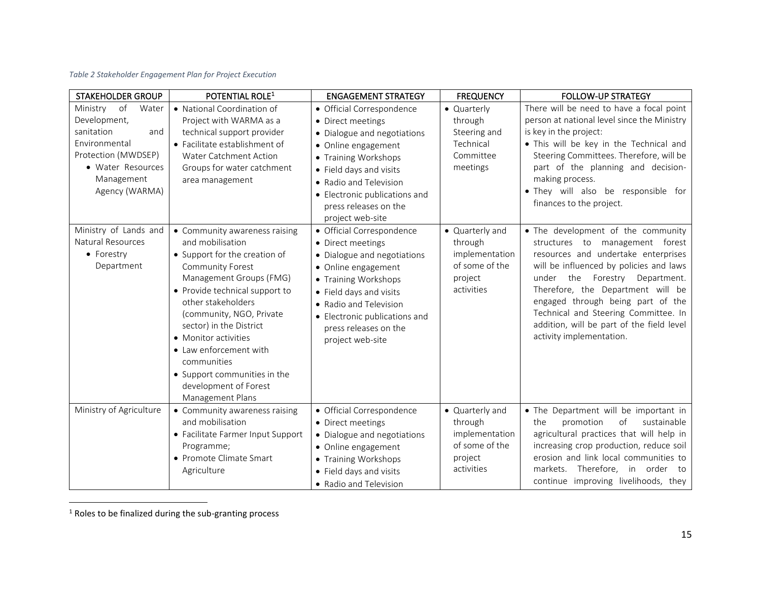*Table 2 Stakeholder Engagement Plan for Project Execution*

| STAKEHOLDER GROUP | POTENTIAL ROLE[1] | ENGAGEMENT STRATEGY | FREQUENCY | FOLLOW-UP STRATEGY |
|---|---|---|---|---|
| Ministry of Water Development, sanitation and Environmental Protection (MWDSEP)<br>• Water Resources Management Agency (WARMA) | • National Coordination of Project with WARMA as a technical support provider<br>• Facilitate establishment of Water Catchment Action Groups for water catchment area management | • Official Correspondence<br>• Direct meetings<br>• Dialogue and negotiations<br>• Online engagement<br>• Training Workshops<br>• Field days and visits<br>• Radio and Television<br>• Electronic publications and press releases on the project web-site | • Quarterly through Steering and Technical Committee meetings | There will be need to have a focal point person at national level since the Ministry is key in the project:<br>• This will be key in the Technical and Steering Committees. Therefore, will be part of the planning and decision-making process.<br>• They will also be responsible for finances to the project. |
| Ministry of Lands and Natural Resources<br>• Forestry Department | • Community awareness raising and mobilisation<br>• Support for the creation of Community Forest Management Groups (FMG)<br>• Provide technical support to other stakeholders (community, NGO, Private sector) in the District<br>• Monitor activities<br>• Law enforcement with communities<br>• Support communities in the development of Forest Management Plans | • Official Correspondence<br>• Direct meetings<br>• Dialogue and negotiations<br>• Online engagement<br>• Training Workshops<br>• Field days and visits<br>• Radio and Television<br>• Electronic publications and press releases on the project web-site | • Quarterly and through implementation of some of the project activities | • The development of the community structures to management forest resources and undertake enterprises will be influenced by policies and laws under the Forestry Department. Therefore, the Department will be engaged through being part of the Technical and Steering Committee. In addition, will be part of the field level activity implementation. |
| Ministry of Agriculture | • Community awareness raising and mobilisation<br>• Facilitate Farmer Input Support Programme;<br>• Promote Climate Smart Agriculture | • Official Correspondence<br>• Direct meetings<br>• Dialogue and negotiations<br>• Online engagement<br>• Training Workshops<br>• Field days and visits<br>• Radio and Television | • Quarterly and through implementation of some of the project activities | • The Department will be important in the promotion of sustainable agricultural practices that will help in increasing crop production, reduce soil erosion and link local communities to markets. Therefore, in order to continue improving livelihoods, they |

[1] Roles to be finalized during the sub-granting process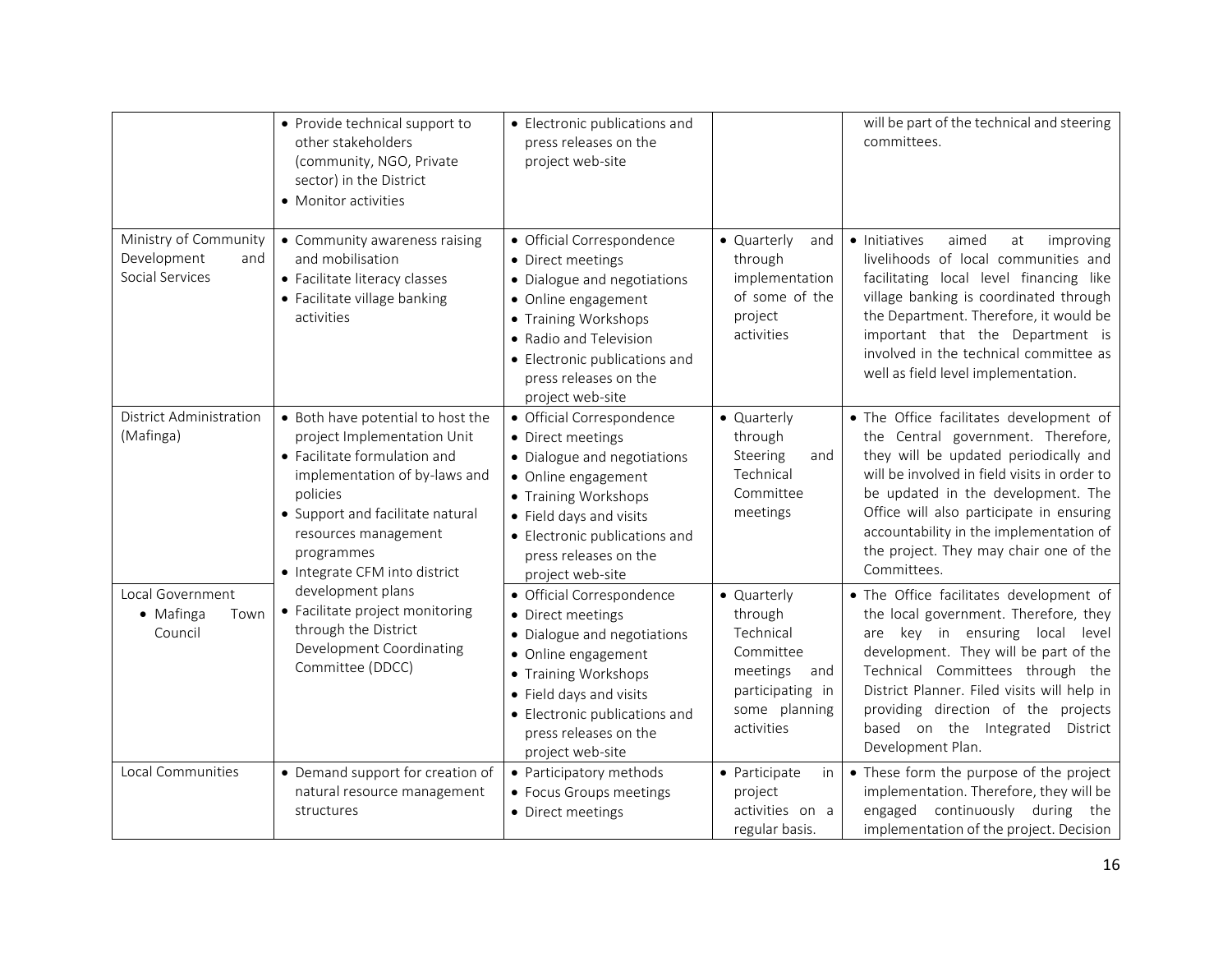| | | | | |
|---|---|---|---|---|
| | • Provide technical support to other stakeholders (community, NGO, Private sector) in the District<br>• Monitor activities | • Electronic publications and press releases on the project web-site | | will be part of the technical and steering committees. |
| Ministry of Community Development and Social Services | • Community awareness raising and mobilisation<br>• Facilitate literacy classes<br>• Facilitate village banking activities | • Official Correspondence<br>• Direct meetings<br>• Dialogue and negotiations<br>• Online engagement<br>• Training Workshops<br>• Radio and Television<br>• Electronic publications and press releases on the project web-site | • Quarterly and through implementation of some of the project activities | • Initiatives aimed at improving livelihoods of local communities and facilitating local level financing like village banking is coordinated through the Department. Therefore, it would be important that the Department is involved in the technical committee as well as field level implementation. |
| District Administration (Mafinga) | • Both have potential to host the project Implementation Unit<br>• Facilitate formulation and implementation of by-laws and policies<br>• Support and facilitate natural resources management programmes<br>• Integrate CFM into district development plans<br>• Facilitate project monitoring through the District Development Coordinating Committee (DDCC) | • Official Correspondence<br>• Direct meetings<br>• Dialogue and negotiations<br>• Online engagement<br>• Training Workshops<br>• Field days and visits<br>• Electronic publications and press releases on the project web-site | • Quarterly through Steering and Technical Committee meetings | • The Office facilitates development of the Central government. Therefore, they will be updated periodically and will be involved in field visits in order to be updated in the development. The Office will also participate in ensuring accountability in the implementation of the project. They may chair one of the Committees. |
| Local Government<br>• Mafinga Town Council | | • Official Correspondence<br>• Direct meetings<br>• Dialogue and negotiations<br>• Online engagement<br>• Training Workshops<br>• Field days and visits<br>• Electronic publications and press releases on the project web-site | • Quarterly through Technical Committee meetings and participating in some planning activities | • The Office facilitates development of the local government. Therefore, they are key in ensuring local level development. They will be part of the Technical Committees through the District Planner. Filed visits will help in providing direction of the projects based on the Integrated District Development Plan. |
| Local Communities | • Demand support for creation of natural resource management structures | • Participatory methods<br>• Focus Groups meetings<br>• Direct meetings | • Participate in project activities on a regular basis. | • These form the purpose of the project implementation. Therefore, they will be engaged continuously during the implementation of the project. Decision |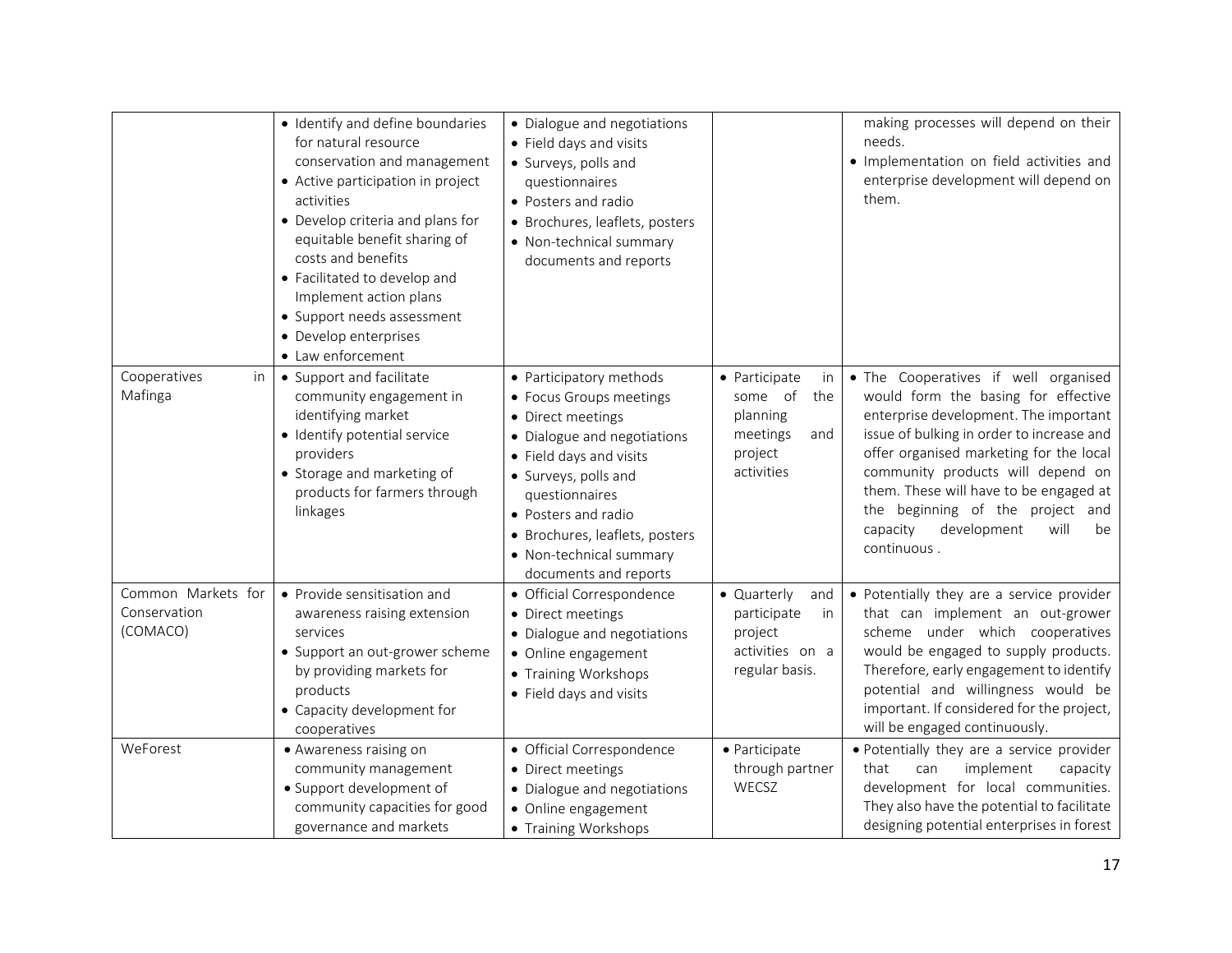| | | | | |
|---|---|---|---|---|
| | • Identify and define boundaries for natural resource conservation and management<br>• Active participation in project activities<br>• Develop criteria and plans for equitable benefit sharing of costs and benefits<br>• Facilitated to develop and Implement action plans<br>• Support needs assessment<br>• Develop enterprises<br>• Law enforcement | • Dialogue and negotiations<br>• Field days and visits<br>• Surveys, polls and questionnaires<br>• Posters and radio<br>• Brochures, leaflets, posters<br>• Non-technical summary documents and reports | | making processes will depend on their needs.<br>• Implementation on field activities and enterprise development will depend on them. |
| Cooperatives in Mafinga | • Support and facilitate community engagement in identifying market<br>• Identify potential service providers<br>• Storage and marketing of products for farmers through linkages | • Participatory methods<br>• Focus Groups meetings<br>• Direct meetings<br>• Dialogue and negotiations<br>• Field days and visits<br>• Surveys, polls and questionnaires<br>• Posters and radio<br>• Brochures, leaflets, posters<br>• Non-technical summary documents and reports | • Participate in some of the planning meetings and project activities | • The Cooperatives if well organised would form the basing for effective enterprise development. The important issue of bulking in order to increase and offer organised marketing for the local community products will depend on them. These will have to be engaged at the beginning of the project and capacity development will be continuous . |
| Common Markets for Conservation (COMACO) | • Provide sensitisation and awareness raising extension services<br>• Support an out-grower scheme by providing markets for products<br>• Capacity development for cooperatives | • Official Correspondence<br>• Direct meetings<br>• Dialogue and negotiations<br>• Online engagement<br>• Training Workshops<br>• Field days and visits | • Quarterly and participate in project activities on a regular basis. | • Potentially they are a service provider that can implement an out-grower scheme under which cooperatives would be engaged to supply products. Therefore, early engagement to identify potential and willingness would be important. If considered for the project, will be engaged continuously. |
| WeForest | • Awareness raising on community management<br>• Support development of community capacities for good governance and markets | • Official Correspondence<br>• Direct meetings<br>• Dialogue and negotiations<br>• Online engagement<br>• Training Workshops | • Participate through partner WECSZ | • Potentially they are a service provider that can implement capacity development for local communities. They also have the potential to facilitate designing potential enterprises in forest |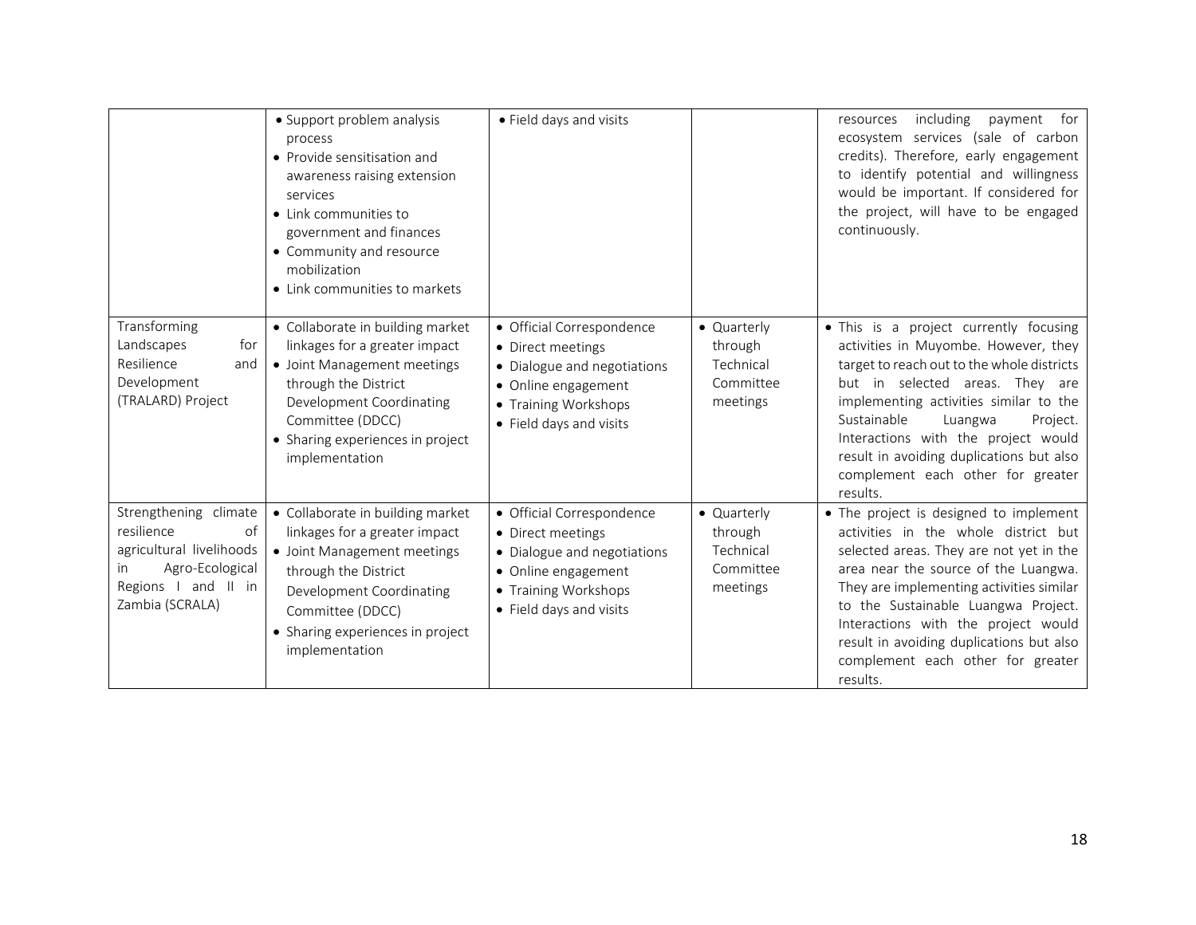| | | | | |
|---|---|---|---|---|
| | • Support problem analysis process<br>• Provide sensitisation and awareness raising extension services<br>• Link communities to government and finances<br>• Community and resource mobilization<br>• Link communities to markets | • Field days and visits | | resources including payment for ecosystem services (sale of carbon credits). Therefore, early engagement to identify potential and willingness would be important. If considered for the project, will have to be engaged continuously. |
| Transforming Landscapes for Resilience and Development (TRALARD) Project | • Collaborate in building market linkages for a greater impact<br>• Joint Management meetings through the District Development Coordinating Committee (DDCC)<br>• Sharing experiences in project implementation | • Official Correspondence<br>• Direct meetings<br>• Dialogue and negotiations<br>• Online engagement<br>• Training Workshops<br>• Field days and visits | • Quarterly through Technical Committee meetings | • This is a project currently focusing activities in Muyombe. However, they target to reach out to the whole districts but in selected areas. They are implementing activities similar to the Sustainable Luangwa Project. Interactions with the project would result in avoiding duplications but also complement each other for greater results. |
| Strengthening climate resilience of agricultural livelihoods in Agro-Ecological Regions I and II in Zambia (SCRALA) | • Collaborate in building market linkages for a greater impact<br>• Joint Management meetings through the District Development Coordinating Committee (DDCC)<br>• Sharing experiences in project implementation | • Official Correspondence<br>• Direct meetings<br>• Dialogue and negotiations<br>• Online engagement<br>• Training Workshops<br>• Field days and visits | • Quarterly through Technical Committee meetings | • The project is designed to implement activities in the whole district but selected areas. They are not yet in the area near the source of the Luangwa. They are implementing activities similar to the Sustainable Luangwa Project. Interactions with the project would result in avoiding duplications but also complement each other for greater results. |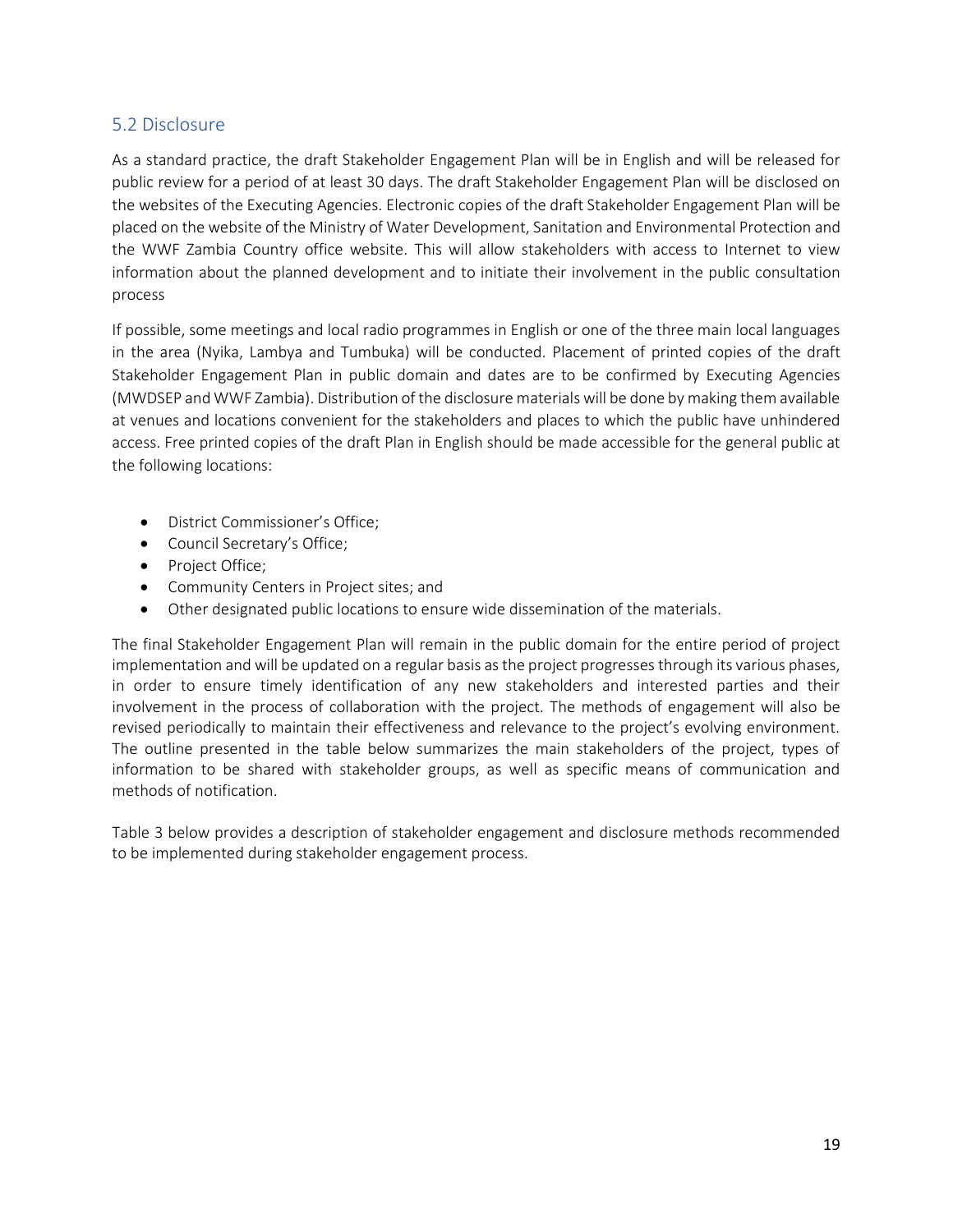## 5.2 Disclosure

As a standard practice, the draft Stakeholder Engagement Plan will be in English and will be released for public review for a period of at least 30 days. The draft Stakeholder Engagement Plan will be disclosed on the websites of the Executing Agencies. Electronic copies of the draft Stakeholder Engagement Plan will be placed on the website of the Ministry of Water Development, Sanitation and Environmental Protection and the WWF Zambia Country office website. This will allow stakeholders with access to Internet to view information about the planned development and to initiate their involvement in the public consultation process

If possible, some meetings and local radio programmes in English or one of the three main local languages in the area (Nyika, Lambya and Tumbuka) will be conducted. Placement of printed copies of the draft Stakeholder Engagement Plan in public domain and dates are to be confirmed by Executing Agencies (MWDSEP and WWF Zambia). Distribution of the disclosure materials will be done by making them available at venues and locations convenient for the stakeholders and places to which the public have unhindered access. Free printed copies of the draft Plan in English should be made accessible for the general public at the following locations:

- District Commissioner's Office;
- Council Secretary's Office;
- Project Office;
- Community Centers in Project sites; and
- Other designated public locations to ensure wide dissemination of the materials.

The final Stakeholder Engagement Plan will remain in the public domain for the entire period of project implementation and will be updated on a regular basis as the project progresses through its various phases, in order to ensure timely identification of any new stakeholders and interested parties and their involvement in the process of collaboration with the project. The methods of engagement will also be revised periodically to maintain their effectiveness and relevance to the project's evolving environment. The outline presented in the table below summarizes the main stakeholders of the project, types of information to be shared with stakeholder groups, as well as specific means of communication and methods of notification.

Table 3 below provides a description of stakeholder engagement and disclosure methods recommended to be implemented during stakeholder engagement process.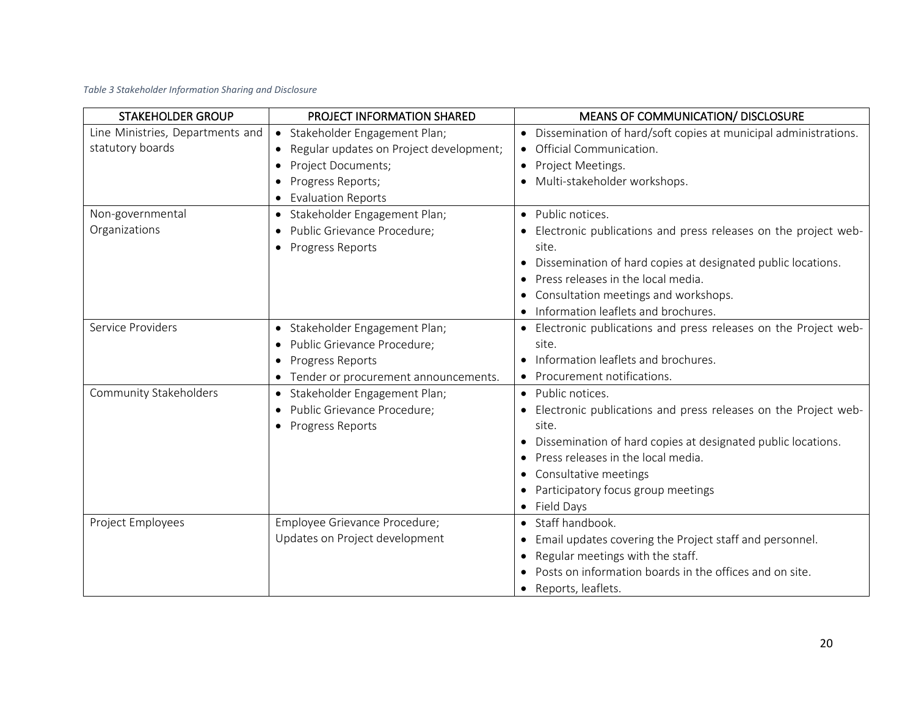*Table 3 Stakeholder Information Sharing and Disclosure*

| STAKEHOLDER GROUP | PROJECT INFORMATION SHARED | MEANS OF COMMUNICATION/ DISCLOSURE |
|---|---|---|
| Line Ministries, Departments and statutory boards | • Stakeholder Engagement Plan;<br>• Regular updates on Project development;<br>• Project Documents;<br>• Progress Reports;<br>• Evaluation Reports | • Dissemination of hard/soft copies at municipal administrations.<br>• Official Communication.<br>• Project Meetings.<br>• Multi-stakeholder workshops. |
| Non-governmental Organizations | • Stakeholder Engagement Plan;<br>• Public Grievance Procedure;<br>• Progress Reports | • Public notices.<br>• Electronic publications and press releases on the project web-site.<br>• Dissemination of hard copies at designated public locations.<br>• Press releases in the local media.<br>• Consultation meetings and workshops.<br>• Information leaflets and brochures. |
| Service Providers | • Stakeholder Engagement Plan;<br>• Public Grievance Procedure;<br>• Progress Reports<br>• Tender or procurement announcements. | • Electronic publications and press releases on the Project web-site.<br>• Information leaflets and brochures.<br>• Procurement notifications. |
| Community Stakeholders | • Stakeholder Engagement Plan;<br>• Public Grievance Procedure;<br>• Progress Reports | • Public notices.<br>• Electronic publications and press releases on the Project web-site.<br>• Dissemination of hard copies at designated public locations.<br>• Press releases in the local media.<br>• Consultative meetings<br>• Participatory focus group meetings<br>• Field Days |
| Project Employees | Employee Grievance Procedure;<br>Updates on Project development | • Staff handbook.<br>• Email updates covering the Project staff and personnel.<br>• Regular meetings with the staff.<br>• Posts on information boards in the offices and on site.<br>• Reports, leaflets. |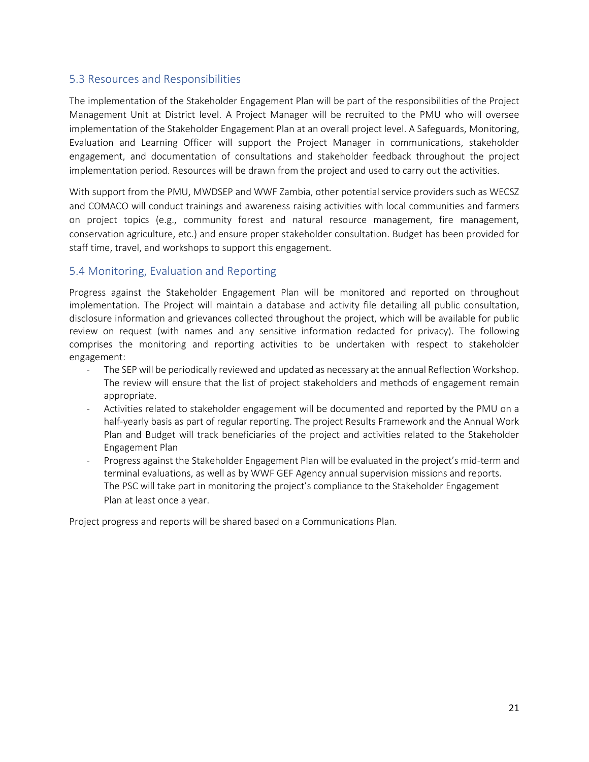## 5.3 Resources and Responsibilities

The implementation of the Stakeholder Engagement Plan will be part of the responsibilities of the Project Management Unit at District level. A Project Manager will be recruited to the PMU who will oversee implementation of the Stakeholder Engagement Plan at an overall project level. A Safeguards, Monitoring, Evaluation and Learning Officer will support the Project Manager in communications, stakeholder engagement, and documentation of consultations and stakeholder feedback throughout the project implementation period. Resources will be drawn from the project and used to carry out the activities.

With support from the PMU, MWDSEP and WWF Zambia, other potential service providers such as WECSZ and COMACO will conduct trainings and awareness raising activities with local communities and farmers on project topics (e.g., community forest and natural resource management, fire management, conservation agriculture, etc.) and ensure proper stakeholder consultation. Budget has been provided for staff time, travel, and workshops to support this engagement.

## 5.4 Monitoring, Evaluation and Reporting

Progress against the Stakeholder Engagement Plan will be monitored and reported on throughout implementation. The Project will maintain a database and activity file detailing all public consultation, disclosure information and grievances collected throughout the project, which will be available for public review on request (with names and any sensitive information redacted for privacy). The following comprises the monitoring and reporting activities to be undertaken with respect to stakeholder engagement:

- The SEP will be periodically reviewed and updated as necessary at the annual Reflection Workshop. The review will ensure that the list of project stakeholders and methods of engagement remain appropriate.
- Activities related to stakeholder engagement will be documented and reported by the PMU on a half-yearly basis as part of regular reporting. The project Results Framework and the Annual Work Plan and Budget will track beneficiaries of the project and activities related to the Stakeholder Engagement Plan
- Progress against the Stakeholder Engagement Plan will be evaluated in the project's mid-term and terminal evaluations, as well as by WWF GEF Agency annual supervision missions and reports. The PSC will take part in monitoring the project's compliance to the Stakeholder Engagement Plan at least once a year.

Project progress and reports will be shared based on a Communications Plan.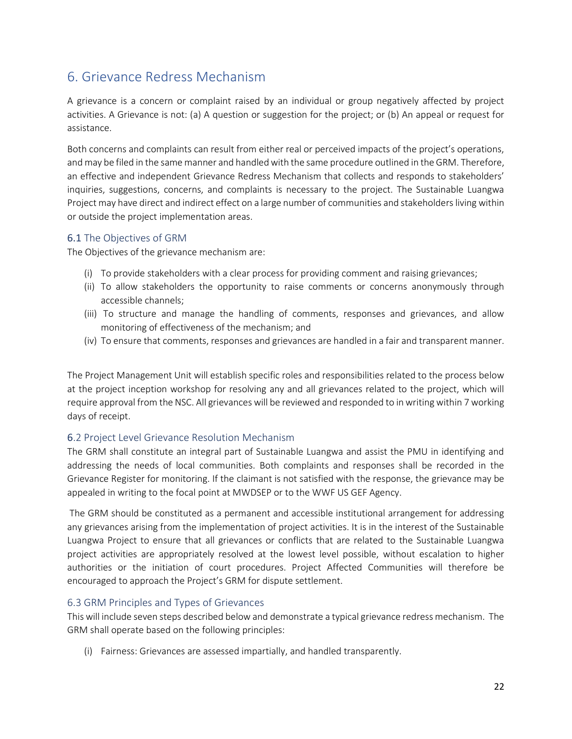## 6. Grievance Redress Mechanism

A grievance is a concern or complaint raised by an individual or group negatively affected by project activities. A Grievance is not: (a) A question or suggestion for the project; or (b) An appeal or request for assistance.

Both concerns and complaints can result from either real or perceived impacts of the project's operations, and may be filed in the same manner and handled with the same procedure outlined in the GRM. Therefore, an effective and independent Grievance Redress Mechanism that collects and responds to stakeholders' inquiries, suggestions, concerns, and complaints is necessary to the project. The Sustainable Luangwa Project may have direct and indirect effect on a large number of communities and stakeholders living within or outside the project implementation areas.

### 6.1 The Objectives of GRM

The Objectives of the grievance mechanism are:

(i) To provide stakeholders with a clear process for providing comment and raising grievances;
(ii) To allow stakeholders the opportunity to raise comments or concerns anonymously through accessible channels;
(iii) To structure and manage the handling of comments, responses and grievances, and allow monitoring of effectiveness of the mechanism; and
(iv) To ensure that comments, responses and grievances are handled in a fair and transparent manner.

The Project Management Unit will establish specific roles and responsibilities related to the process below at the project inception workshop for resolving any and all grievances related to the project, which will require approval from the NSC. All grievances will be reviewed and responded to in writing within 7 working days of receipt.

### 6.2 Project Level Grievance Resolution Mechanism

The GRM shall constitute an integral part of Sustainable Luangwa and assist the PMU in identifying and addressing the needs of local communities. Both complaints and responses shall be recorded in the Grievance Register for monitoring. If the claimant is not satisfied with the response, the grievance may be appealed in writing to the focal point at MWDSEP or to the WWF US GEF Agency.

The GRM should be constituted as a permanent and accessible institutional arrangement for addressing any grievances arising from the implementation of project activities. It is in the interest of the Sustainable Luangwa Project to ensure that all grievances or conflicts that are related to the Sustainable Luangwa project activities are appropriately resolved at the lowest level possible, without escalation to higher authorities or the initiation of court procedures. Project Affected Communities will therefore be encouraged to approach the Project's GRM for dispute settlement.

### 6.3 GRM Principles and Types of Grievances

This will include seven steps described below and demonstrate a typical grievance redress mechanism. The GRM shall operate based on the following principles:

(i) Fairness: Grievances are assessed impartially, and handled transparently.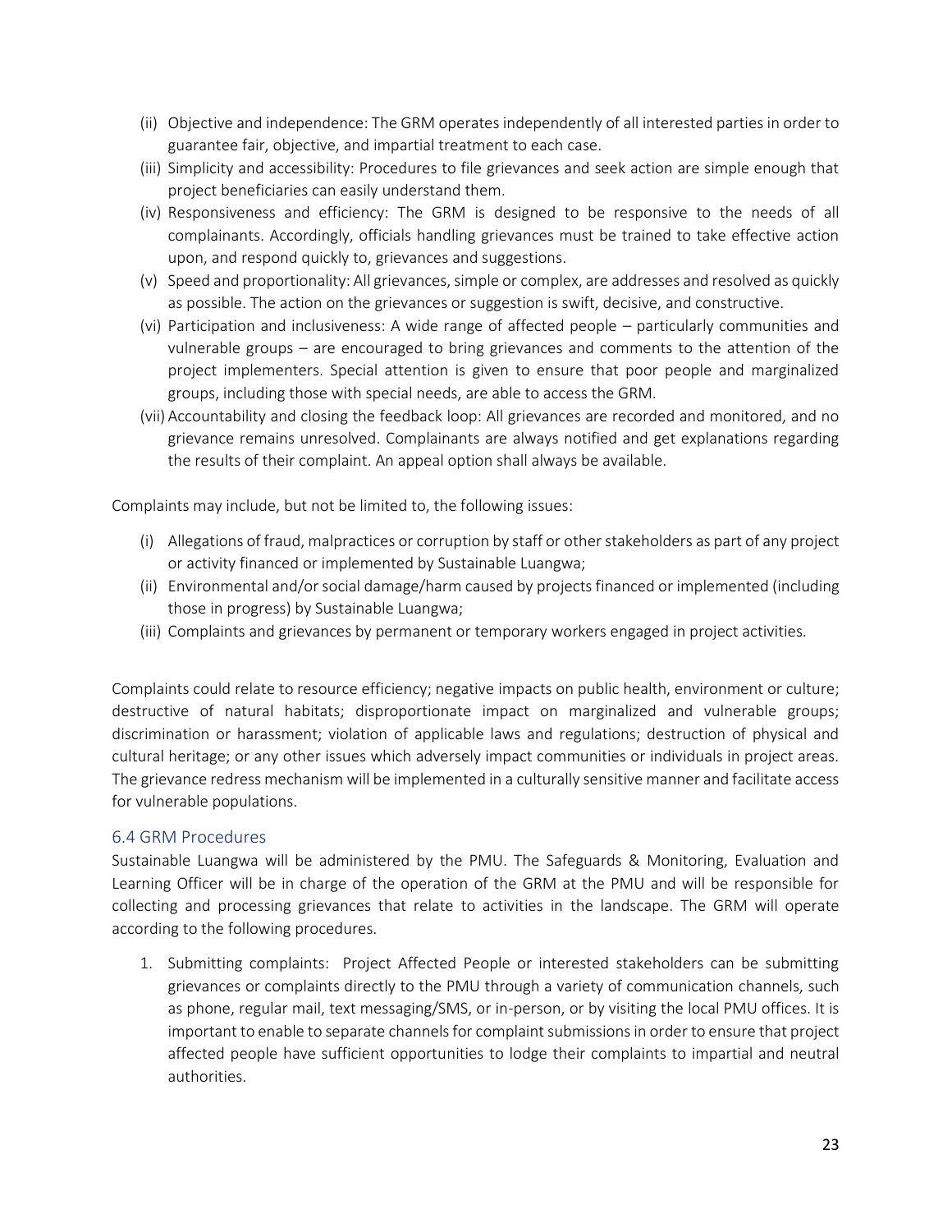(ii) Objective and independence: The GRM operates independently of all interested parties in order to guarantee fair, objective, and impartial treatment to each case.
(iii) Simplicity and accessibility: Procedures to file grievances and seek action are simple enough that project beneficiaries can easily understand them.
(iv) Responsiveness and efficiency: The GRM is designed to be responsive to the needs of all complainants. Accordingly, officials handling grievances must be trained to take effective action upon, and respond quickly to, grievances and suggestions.
(v) Speed and proportionality: All grievances, simple or complex, are addresses and resolved as quickly as possible. The action on the grievances or suggestion is swift, decisive, and constructive.
(vi) Participation and inclusiveness: A wide range of affected people – particularly communities and vulnerable groups – are encouraged to bring grievances and comments to the attention of the project implementers. Special attention is given to ensure that poor people and marginalized groups, including those with special needs, are able to access the GRM.
(vii) Accountability and closing the feedback loop: All grievances are recorded and monitored, and no grievance remains unresolved. Complainants are always notified and get explanations regarding the results of their complaint. An appeal option shall always be available.

Complaints may include, but not be limited to, the following issues:

(i) Allegations of fraud, malpractices or corruption by staff or other stakeholders as part of any project or activity financed or implemented by Sustainable Luangwa;
(ii) Environmental and/or social damage/harm caused by projects financed or implemented (including those in progress) by Sustainable Luangwa;
(iii) Complaints and grievances by permanent or temporary workers engaged in project activities.

Complaints could relate to resource efficiency; negative impacts on public health, environment or culture; destructive of natural habitats; disproportionate impact on marginalized and vulnerable groups; discrimination or harassment; violation of applicable laws and regulations; destruction of physical and cultural heritage; or any other issues which adversely impact communities or individuals in project areas. The grievance redress mechanism will be implemented in a culturally sensitive manner and facilitate access for vulnerable populations.

## 6.4 GRM Procedures

Sustainable Luangwa will be administered by the PMU. The Safeguards & Monitoring, Evaluation and Learning Officer will be in charge of the operation of the GRM at the PMU and will be responsible for collecting and processing grievances that relate to activities in the landscape. The GRM will operate according to the following procedures.

1. Submitting complaints: Project Affected People or interested stakeholders can be submitting grievances or complaints directly to the PMU through a variety of communication channels, such as phone, regular mail, text messaging/SMS, or in-person, or by visiting the local PMU offices. It is important to enable to separate channels for complaint submissions in order to ensure that project affected people have sufficient opportunities to lodge their complaints to impartial and neutral authorities.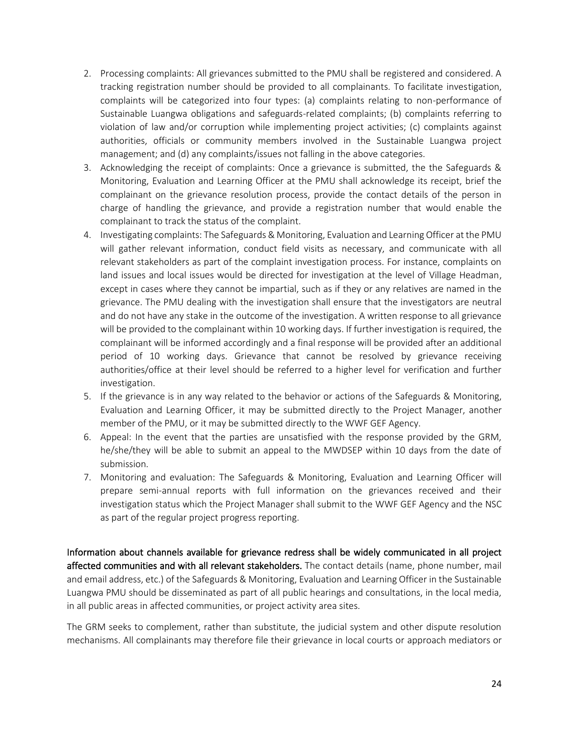2. Processing complaints: All grievances submitted to the PMU shall be registered and considered. A tracking registration number should be provided to all complainants. To facilitate investigation, complaints will be categorized into four types: (a) complaints relating to non-performance of Sustainable Luangwa obligations and safeguards-related complaints; (b) complaints referring to violation of law and/or corruption while implementing project activities; (c) complaints against authorities, officials or community members involved in the Sustainable Luangwa project management; and (d) any complaints/issues not falling in the above categories.
3. Acknowledging the receipt of complaints: Once a grievance is submitted, the the Safeguards & Monitoring, Evaluation and Learning Officer at the PMU shall acknowledge its receipt, brief the complainant on the grievance resolution process, provide the contact details of the person in charge of handling the grievance, and provide a registration number that would enable the complainant to track the status of the complaint.
4. Investigating complaints: The Safeguards & Monitoring, Evaluation and Learning Officer at the PMU will gather relevant information, conduct field visits as necessary, and communicate with all relevant stakeholders as part of the complaint investigation process. For instance, complaints on land issues and local issues would be directed for investigation at the level of Village Headman, except in cases where they cannot be impartial, such as if they or any relatives are named in the grievance. The PMU dealing with the investigation shall ensure that the investigators are neutral and do not have any stake in the outcome of the investigation. A written response to all grievance will be provided to the complainant within 10 working days. If further investigation is required, the complainant will be informed accordingly and a final response will be provided after an additional period of 10 working days. Grievance that cannot be resolved by grievance receiving authorities/office at their level should be referred to a higher level for verification and further investigation.
5. If the grievance is in any way related to the behavior or actions of the Safeguards & Monitoring, Evaluation and Learning Officer, it may be submitted directly to the Project Manager, another member of the PMU, or it may be submitted directly to the WWF GEF Agency.
6. Appeal: In the event that the parties are unsatisfied with the response provided by the GRM, he/she/they will be able to submit an appeal to the MWDSEP within 10 days from the date of submission.
7. Monitoring and evaluation: The Safeguards & Monitoring, Evaluation and Learning Officer will prepare semi-annual reports with full information on the grievances received and their investigation status which the Project Manager shall submit to the WWF GEF Agency and the NSC as part of the regular project progress reporting.

Information about channels available for grievance redress shall be widely communicated in all project affected communities and with all relevant stakeholders. The contact details (name, phone number, mail and email address, etc.) of the Safeguards & Monitoring, Evaluation and Learning Officer in the Sustainable Luangwa PMU should be disseminated as part of all public hearings and consultations, in the local media, in all public areas in affected communities, or project activity area sites.

The GRM seeks to complement, rather than substitute, the judicial system and other dispute resolution mechanisms. All complainants may therefore file their grievance in local courts or approach mediators or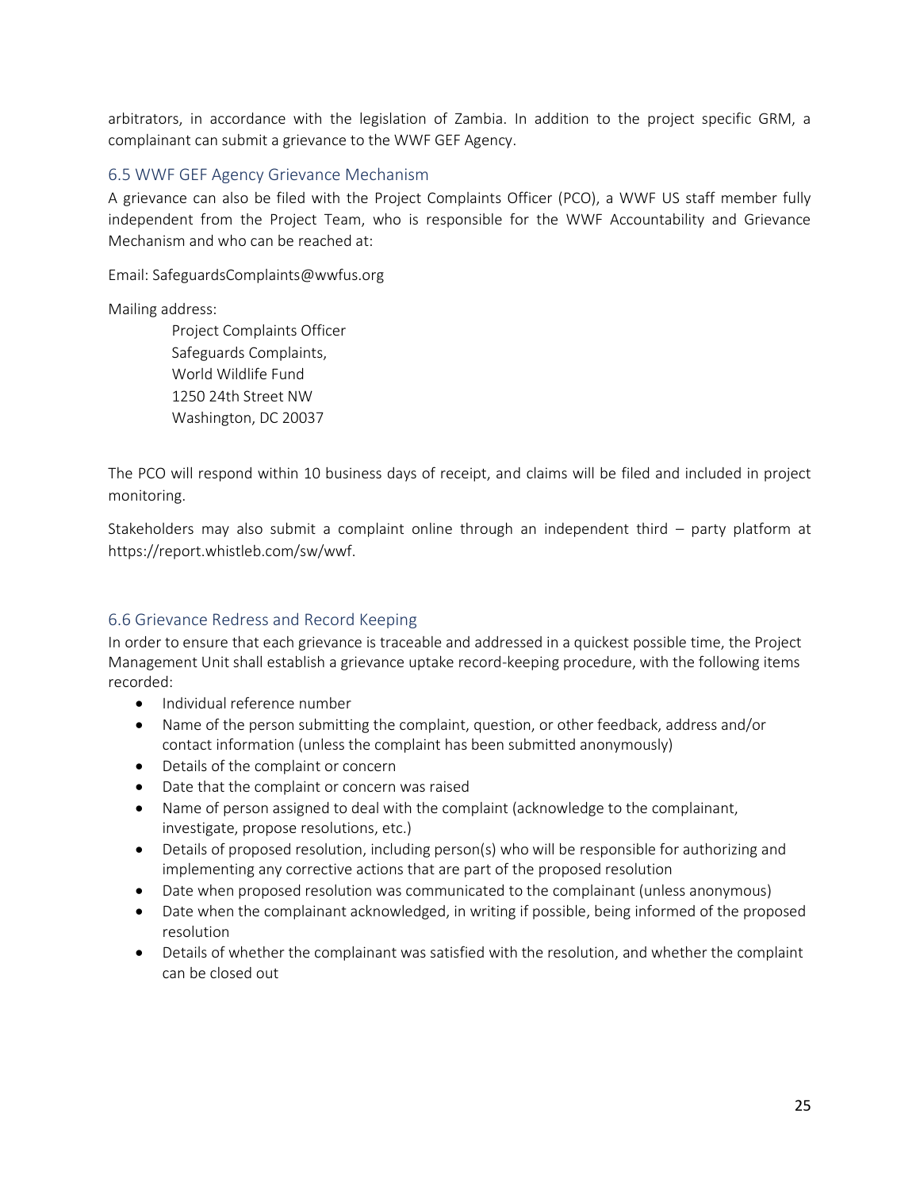arbitrators, in accordance with the legislation of Zambia. In addition to the project specific GRM, a complainant can submit a grievance to the WWF GEF Agency.

### 6.5 WWF GEF Agency Grievance Mechanism

A grievance can also be filed with the Project Complaints Officer (PCO), a WWF US staff member fully independent from the Project Team, who is responsible for the WWF Accountability and Grievance Mechanism and who can be reached at:

Email: SafeguardsComplaints@wwfus.org

Mailing address:

Project Complaints Officer
Safeguards Complaints,
World Wildlife Fund
1250 24th Street NW
Washington, DC 20037

The PCO will respond within 10 business days of receipt, and claims will be filed and included in project monitoring.

Stakeholders may also submit a complaint online through an independent third – party platform at https://report.whistleb.com/sw/wwf.

### 6.6 Grievance Redress and Record Keeping

In order to ensure that each grievance is traceable and addressed in a quickest possible time, the Project Management Unit shall establish a grievance uptake record-keeping procedure, with the following items recorded:

- Individual reference number
- Name of the person submitting the complaint, question, or other feedback, address and/or contact information (unless the complaint has been submitted anonymously)
- Details of the complaint or concern
- Date that the complaint or concern was raised
- Name of person assigned to deal with the complaint (acknowledge to the complainant, investigate, propose resolutions, etc.)
- Details of proposed resolution, including person(s) who will be responsible for authorizing and implementing any corrective actions that are part of the proposed resolution
- Date when proposed resolution was communicated to the complainant (unless anonymous)
- Date when the complainant acknowledged, in writing if possible, being informed of the proposed resolution
- Details of whether the complainant was satisfied with the resolution, and whether the complaint can be closed out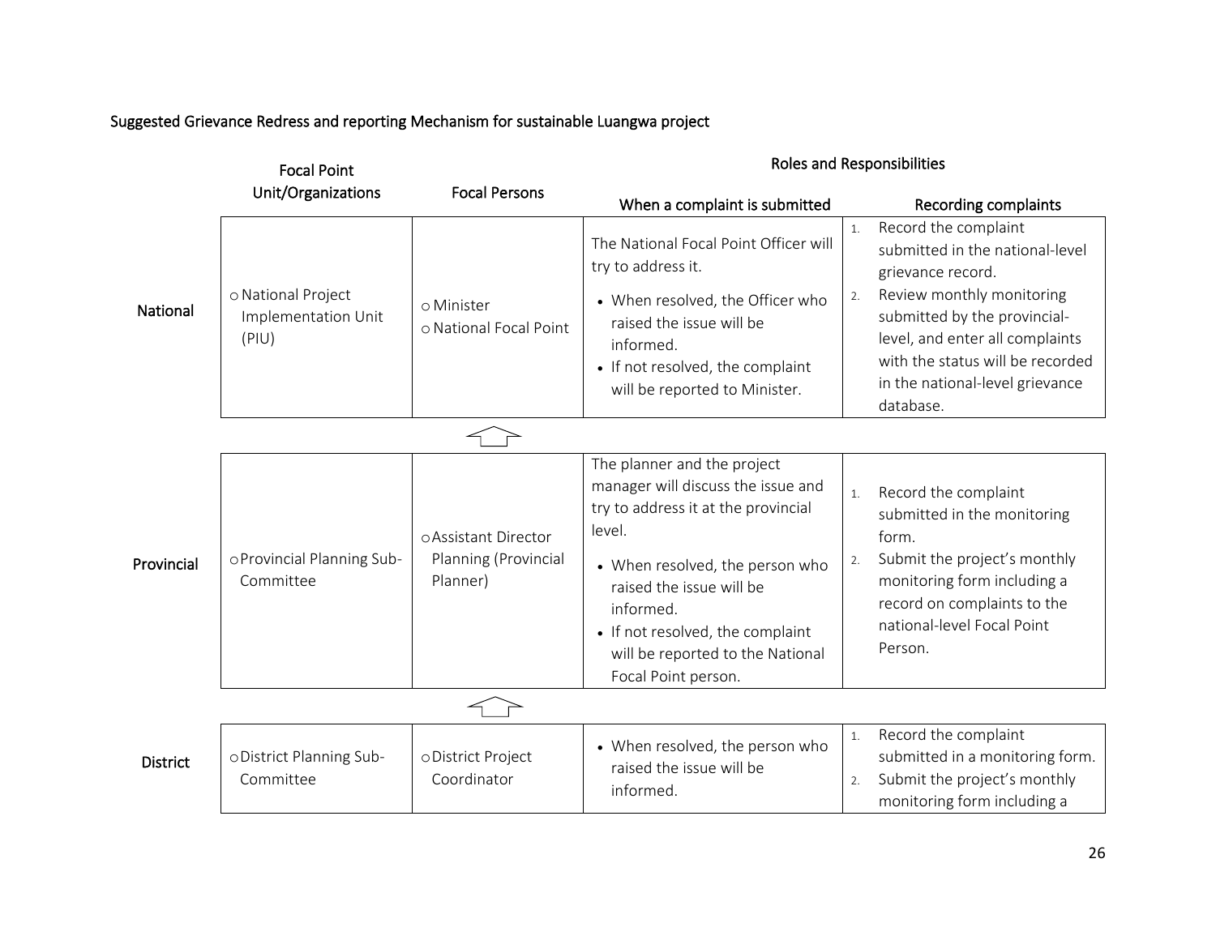Suggested Grievance Redress and reporting Mechanism for sustainable Luangwa project

| | Focal Point Unit/Organizations | Focal Persons | Roles and Responsibilities | |
|---|---|---|---|---|
| | | | When a complaint is submitted | Recording complaints |
| National | ○ National Project Implementation Unit (PIU) | ○ Minister<br>○ National Focal Point | The National Focal Point Officer will try to address it.<br>• When resolved, the Officer who raised the issue will be informed.<br>• If not resolved, the complaint will be reported to Minister. | 1. Record the complaint submitted in the national-level grievance record.<br>2. Review monthly monitoring submitted by the provincial-level, and enter all complaints with the status will be recorded in the national-level grievance database. |
| Provincial | ○ Provincial Planning Sub-Committee | ○ Assistant Director Planning (Provincial Planner) | The planner and the project manager will discuss the issue and try to address it at the provincial level.<br>• When resolved, the person who raised the issue will be informed.<br>• If not resolved, the complaint will be reported to the National Focal Point person. | 1. Record the complaint submitted in the monitoring form.<br>2. Submit the project's monthly monitoring form including a record on complaints to the national-level Focal Point Person. |
| District | ○ District Planning Sub-Committee | ○ District Project Coordinator | • When resolved, the person who raised the issue will be informed. | 1. Record the complaint submitted in a monitoring form.<br>2. Submit the project's monthly monitoring form including a |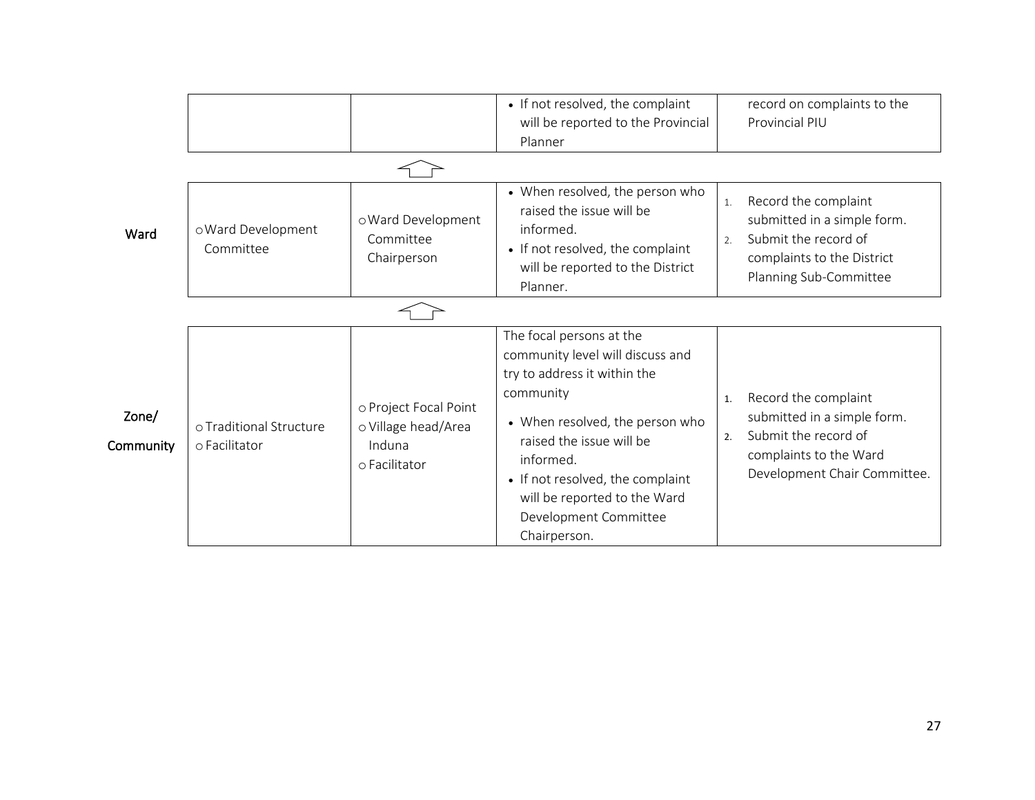|  |  |  | • If not resolved, the complaint will be reported to the Provincial Planner | record on complaints to the Provincial PIU |
|---|---|---|---|---|
| Ward | o Ward Development Committee | o Ward Development Committee Chairperson | • When resolved, the person who raised the issue will be informed.<br>• If not resolved, the complaint will be reported to the District Planner. | 1. Record the complaint submitted in a simple form.<br>2. Submit the record of complaints to the District Planning Sub-Committee |
| Zone/ Community | o Traditional Structure<br>o Facilitator | o Project Focal Point<br>o Village head/Area Induna<br>o Facilitator | The focal persons at the community level will discuss and try to address it within the community<br>• When resolved, the person who raised the issue will be informed.<br>• If not resolved, the complaint will be reported to the Ward Development Committee Chairperson. | 1. Record the complaint submitted in a simple form.<br>2. Submit the record of complaints to the Ward Development Chair Committee. |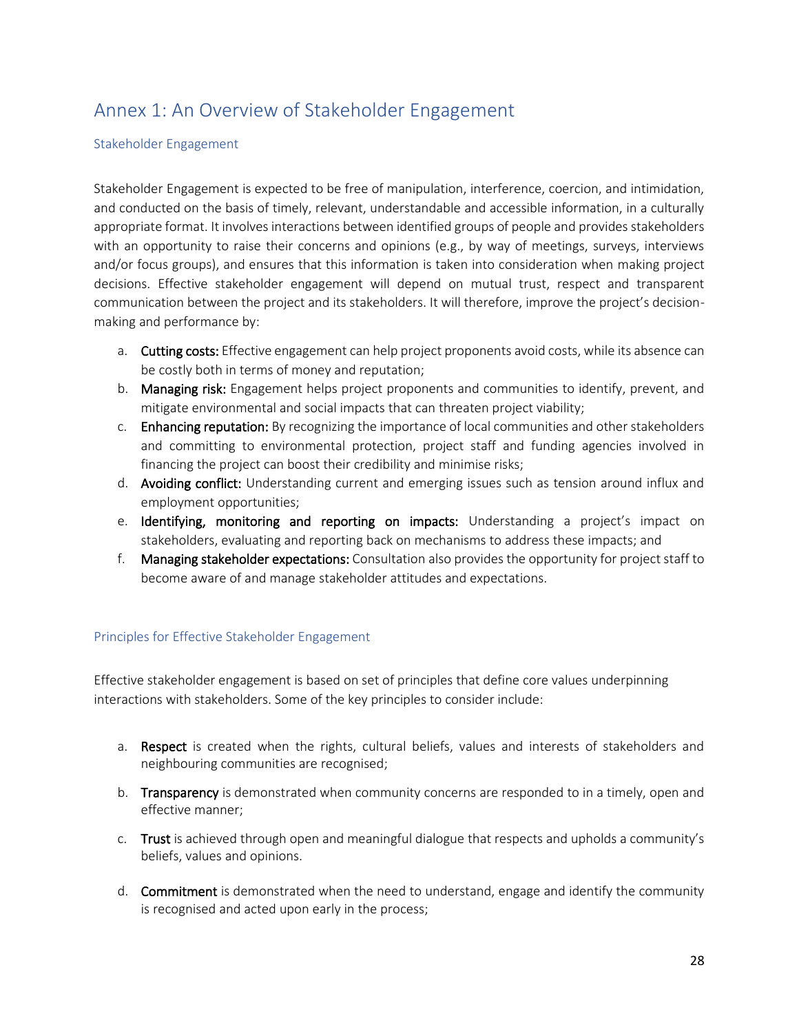# Annex 1: An Overview of Stakeholder Engagement

## Stakeholder Engagement

Stakeholder Engagement is expected to be free of manipulation, interference, coercion, and intimidation, and conducted on the basis of timely, relevant, understandable and accessible information, in a culturally appropriate format. It involves interactions between identified groups of people and provides stakeholders with an opportunity to raise their concerns and opinions (e.g., by way of meetings, surveys, interviews and/or focus groups), and ensures that this information is taken into consideration when making project decisions. Effective stakeholder engagement will depend on mutual trust, respect and transparent communication between the project and its stakeholders. It will therefore, improve the project's decision-making and performance by:

a. **Cutting costs:** Effective engagement can help project proponents avoid costs, while its absence can be costly both in terms of money and reputation;
b. **Managing risk:** Engagement helps project proponents and communities to identify, prevent, and mitigate environmental and social impacts that can threaten project viability;
c. **Enhancing reputation:** By recognizing the importance of local communities and other stakeholders and committing to environmental protection, project staff and funding agencies involved in financing the project can boost their credibility and minimise risks;
d. **Avoiding conflict:** Understanding current and emerging issues such as tension around influx and employment opportunities;
e. **Identifying, monitoring and reporting on impacts:** Understanding a project's impact on stakeholders, evaluating and reporting back on mechanisms to address these impacts; and
f. **Managing stakeholder expectations:** Consultation also provides the opportunity for project staff to become aware of and manage stakeholder attitudes and expectations.

## Principles for Effective Stakeholder Engagement

Effective stakeholder engagement is based on set of principles that define core values underpinning interactions with stakeholders. Some of the key principles to consider include:

a. **Respect** is created when the rights, cultural beliefs, values and interests of stakeholders and neighbouring communities are recognised;

b. **Transparency** is demonstrated when community concerns are responded to in a timely, open and effective manner;

c. **Trust** is achieved through open and meaningful dialogue that respects and upholds a community's beliefs, values and opinions.

d. **Commitment** is demonstrated when the need to understand, engage and identify the community is recognised and acted upon early in the process;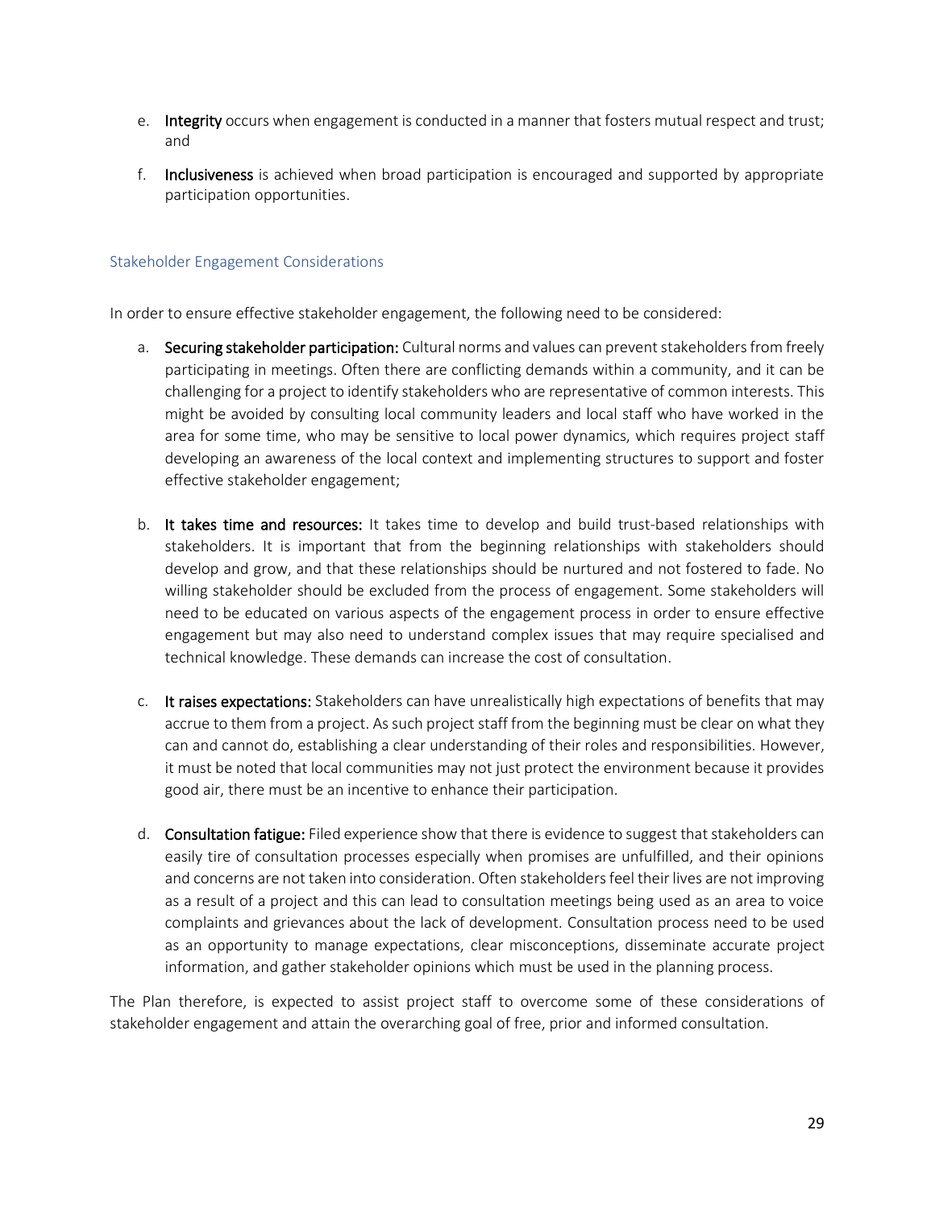e. **Integrity** occurs when engagement is conducted in a manner that fosters mutual respect and trust; and

f. **Inclusiveness** is achieved when broad participation is encouraged and supported by appropriate participation opportunities.

### Stakeholder Engagement Considerations

In order to ensure effective stakeholder engagement, the following need to be considered:

a. **Securing stakeholder participation:** Cultural norms and values can prevent stakeholders from freely participating in meetings. Often there are conflicting demands within a community, and it can be challenging for a project to identify stakeholders who are representative of common interests. This might be avoided by consulting local community leaders and local staff who have worked in the area for some time, who may be sensitive to local power dynamics, which requires project staff developing an awareness of the local context and implementing structures to support and foster effective stakeholder engagement;

b. **It takes time and resources:** It takes time to develop and build trust-based relationships with stakeholders. It is important that from the beginning relationships with stakeholders should develop and grow, and that these relationships should be nurtured and not fostered to fade. No willing stakeholder should be excluded from the process of engagement. Some stakeholders will need to be educated on various aspects of the engagement process in order to ensure effective engagement but may also need to understand complex issues that may require specialised and technical knowledge. These demands can increase the cost of consultation.

c. **It raises expectations:** Stakeholders can have unrealistically high expectations of benefits that may accrue to them from a project. As such project staff from the beginning must be clear on what they can and cannot do, establishing a clear understanding of their roles and responsibilities. However, it must be noted that local communities may not just protect the environment because it provides good air, there must be an incentive to enhance their participation.

d. **Consultation fatigue:** Filed experience show that there is evidence to suggest that stakeholders can easily tire of consultation processes especially when promises are unfulfilled, and their opinions and concerns are not taken into consideration. Often stakeholders feel their lives are not improving as a result of a project and this can lead to consultation meetings being used as an area to voice complaints and grievances about the lack of development. Consultation process need to be used as an opportunity to manage expectations, clear misconceptions, disseminate accurate project information, and gather stakeholder opinions which must be used in the planning process.

The Plan therefore, is expected to assist project staff to overcome some of these considerations of stakeholder engagement and attain the overarching goal of free, prior and informed consultation.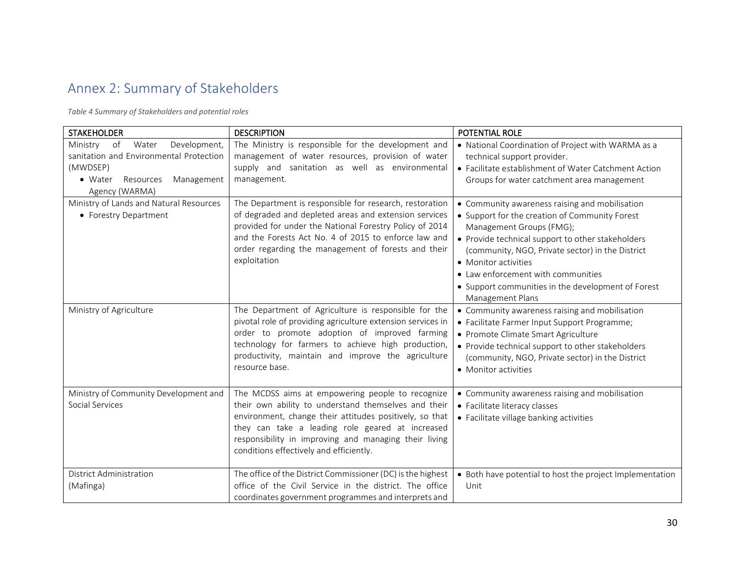## Annex 2: Summary of Stakeholders

*Table 4 Summary of Stakeholders and potential roles*

| STAKEHOLDER | DESCRIPTION | POTENTIAL ROLE |
|---|---|---|
| Ministry of Water Development, sanitation and Environmental Protection (MWDSEP)<br>• Water Resources Management Agency (WARMA) | The Ministry is responsible for the development and management of water resources, provision of water supply and sanitation as well as environmental management. | • National Coordination of Project with WARMA as a technical support provider.<br>• Facilitate establishment of Water Catchment Action Groups for water catchment area management |
| Ministry of Lands and Natural Resources<br>• Forestry Department | The Department is responsible for research, restoration of degraded and depleted areas and extension services provided for under the National Forestry Policy of 2014 and the Forests Act No. 4 of 2015 to enforce law and order regarding the management of forests and their exploitation | • Community awareness raising and mobilisation<br>• Support for the creation of Community Forest Management Groups (FMG);<br>• Provide technical support to other stakeholders (community, NGO, Private sector) in the District<br>• Monitor activities<br>• Law enforcement with communities<br>• Support communities in the development of Forest Management Plans |
| Ministry of Agriculture | The Department of Agriculture is responsible for the pivotal role of providing agriculture extension services in order to promote adoption of improved farming technology for farmers to achieve high production, productivity, maintain and improve the agriculture resource base. | • Community awareness raising and mobilisation<br>• Facilitate Farmer Input Support Programme;<br>• Promote Climate Smart Agriculture<br>• Provide technical support to other stakeholders (community, NGO, Private sector) in the District<br>• Monitor activities |
| Ministry of Community Development and Social Services | The MCDSS aims at empowering people to recognize their own ability to understand themselves and their environment, change their attitudes positively, so that they can take a leading role geared at increased responsibility in improving and managing their living conditions effectively and efficiently. | • Community awareness raising and mobilisation<br>• Facilitate literacy classes<br>• Facilitate village banking activities |
| District Administration (Mafinga) | The office of the District Commissioner (DC) is the highest office of the Civil Service in the district. The office coordinates government programmes and interprets and | • Both have potential to host the project Implementation Unit |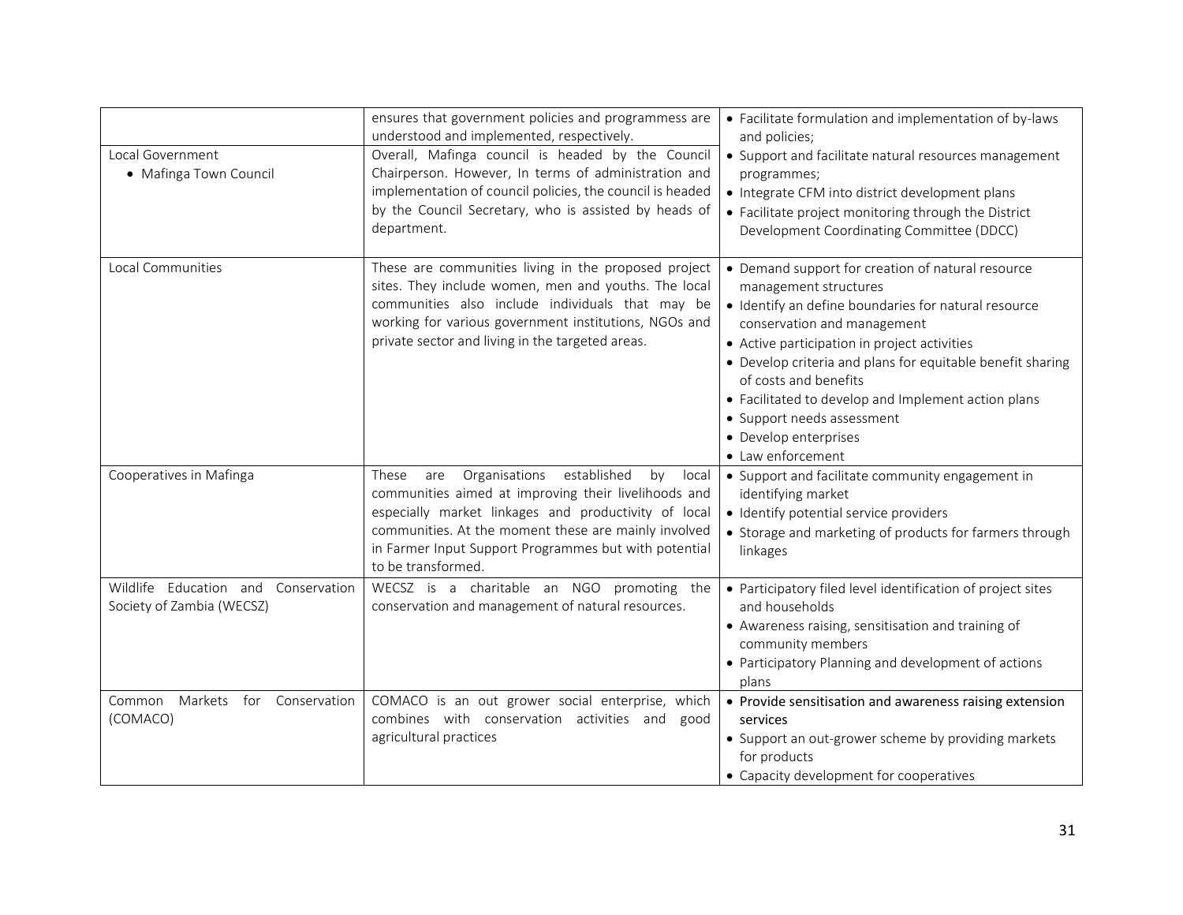| | | |
|---|---|---|
| | ensures that government policies and programmess are understood and implemented, respectively. | • Facilitate formulation and implementation of by-laws and policies; |
| Local Government<br>• Mafinga Town Council | Overall, Mafinga council is headed by the Council Chairperson. However, In terms of administration and implementation of council policies, the council is headed by the Council Secretary, who is assisted by heads of department. | • Support and facilitate natural resources management programmes;<br>• Integrate CFM into district development plans<br>• Facilitate project monitoring through the District Development Coordinating Committee (DDCC) |
| Local Communities | These are communities living in the proposed project sites. They include women, men and youths. The local communities also include individuals that may be working for various government institutions, NGOs and private sector and living in the targeted areas. | • Demand support for creation of natural resource management structures<br>• Identify an define boundaries for natural resource conservation and management<br>• Active participation in project activities<br>• Develop criteria and plans for equitable benefit sharing of costs and benefits<br>• Facilitated to develop and Implement action plans<br>• Support needs assessment<br>• Develop enterprises<br>• Law enforcement |
| Cooperatives in Mafinga | These are Organisations established by local communities aimed at improving their livelihoods and especially market linkages and productivity of local communities. At the moment these are mainly involved in Farmer Input Support Programmes but with potential to be transformed. | • Support and facilitate community engagement in identifying market<br>• Identify potential service providers<br>• Storage and marketing of products for farmers through linkages |
| Wildlife Education and Conservation Society of Zambia (WECSZ) | WECSZ is a charitable an NGO promoting the conservation and management of natural resources. | • Participatory filed level identification of project sites and households<br>• Awareness raising, sensitisation and training of community members<br>• Participatory Planning and development of actions plans |
| Common Markets for Conservation (COMACO) | COMACO is an out grower social enterprise, which combines with conservation activities and good agricultural practices | • Provide sensitisation and awareness raising extension services<br>• Support an out-grower scheme by providing markets for products<br>• Capacity development for cooperatives |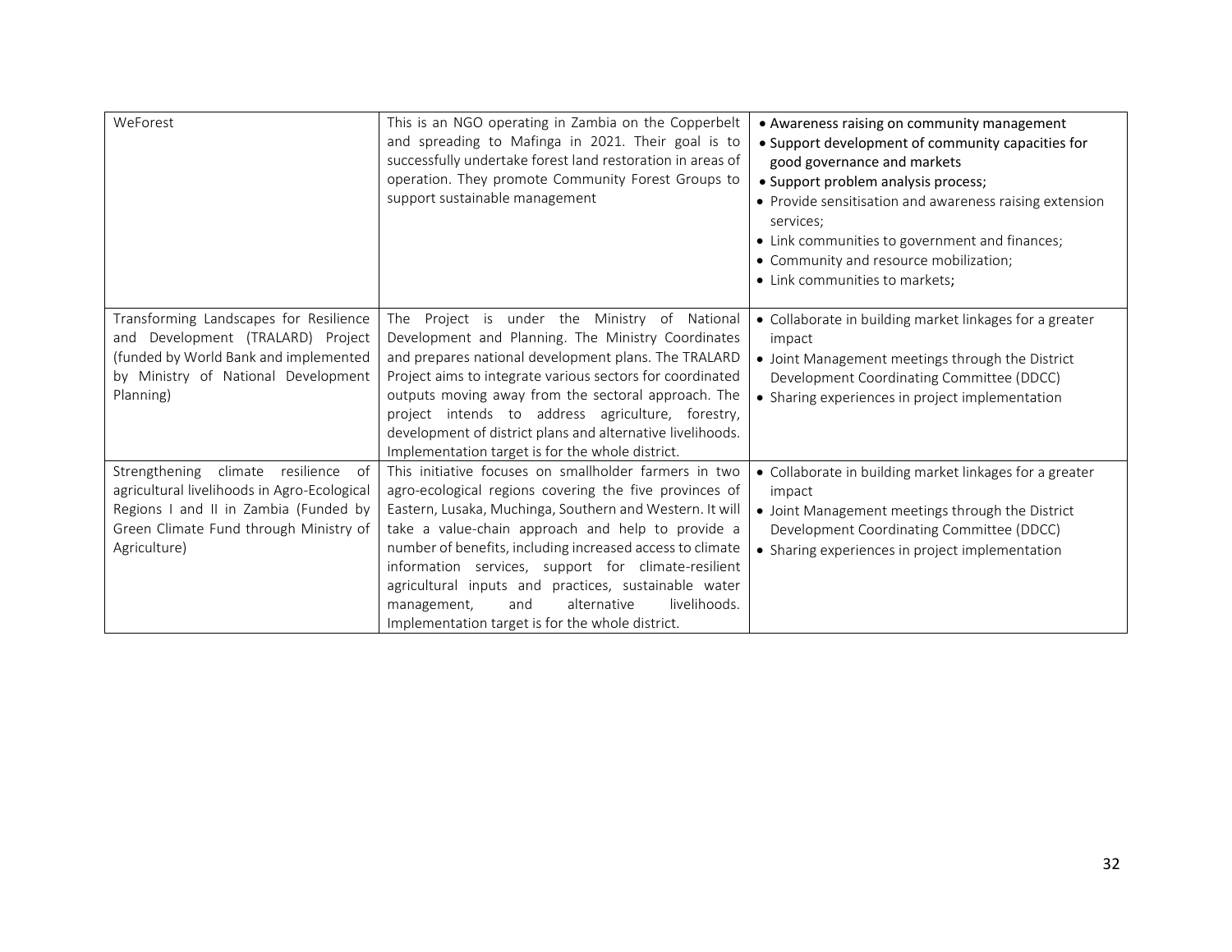| | | |
|---|---|---|
| WeForest | This is an NGO operating in Zambia on the Copperbelt and spreading to Mafinga in 2021. Their goal is to successfully undertake forest land restoration in areas of operation. They promote Community Forest Groups to support sustainable management | • Awareness raising on community management<br>• Support development of community capacities for good governance and markets<br>• Support problem analysis process;<br>• Provide sensitisation and awareness raising extension services;<br>• Link communities to government and finances;<br>• Community and resource mobilization;<br>• Link communities to markets; |
| Transforming Landscapes for Resilience and Development (TRALARD) Project (funded by World Bank and implemented by Ministry of National Development Planning) | The Project is under the Ministry of National Development and Planning. The Ministry Coordinates and prepares national development plans. The TRALARD Project aims to integrate various sectors for coordinated outputs moving away from the sectoral approach. The project intends to address agriculture, forestry, development of district plans and alternative livelihoods. Implementation target is for the whole district. | • Collaborate in building market linkages for a greater impact<br>• Joint Management meetings through the District Development Coordinating Committee (DDCC)<br>• Sharing experiences in project implementation |
| Strengthening climate resilience of agricultural livelihoods in Agro-Ecological Regions I and II in Zambia (Funded by Green Climate Fund through Ministry of Agriculture) | This initiative focuses on smallholder farmers in two agro-ecological regions covering the five provinces of Eastern, Lusaka, Muchinga, Southern and Western. It will take a value-chain approach and help to provide a number of benefits, including increased access to climate information services, support for climate-resilient agricultural inputs and practices, sustainable water management, and alternative livelihoods. Implementation target is for the whole district. | • Collaborate in building market linkages for a greater impact<br>• Joint Management meetings through the District Development Coordinating Committee (DDCC)<br>• Sharing experiences in project implementation |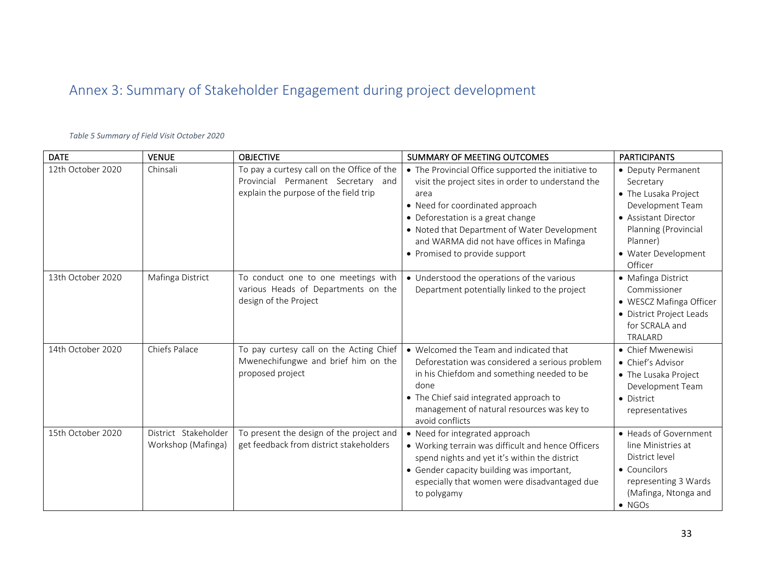## Annex 3: Summary of Stakeholder Engagement during project development

*Table 5 Summary of Field Visit October 2020*

| DATE | VENUE | OBJECTIVE | SUMMARY OF MEETING OUTCOMES | PARTICIPANTS |
|---|---|---|---|---|
| 12th October 2020 | Chinsali | To pay a curtesy call on the Office of the Provincial Permanent Secretary and explain the purpose of the field trip | • The Provincial Office supported the initiative to visit the project sites in order to understand the area<br>• Need for coordinated approach<br>• Deforestation is a great change<br>• Noted that Department of Water Development and WARMA did not have offices in Mafinga<br>• Promised to provide support | • Deputy Permanent Secretary<br>• The Lusaka Project Development Team<br>• Assistant Director Planning (Provincial Planner)<br>• Water Development Officer |
| 13th October 2020 | Mafinga District | To conduct one to one meetings with various Heads of Departments on the design of the Project | • Understood the operations of the various Department potentially linked to the project | • Mafinga District Commissioner<br>• WESCZ Mafinga Officer<br>• District Project Leads for SCRALA and TRALARD |
| 14th October 2020 | Chiefs Palace | To pay curtesy call on the Acting Chief Mwenechifungwe and brief him on the proposed project | • Welcomed the Team and indicated that Deforestation was considered a serious problem in his Chiefdom and something needed to be done<br>• The Chief said integrated approach to management of natural resources was key to avoid conflicts | • Chief Mwenewisi<br>• Chief's Advisor<br>• The Lusaka Project Development Team<br>• District representatives |
| 15th October 2020 | District Stakeholder Workshop (Mafinga) | To present the design of the project and get feedback from district stakeholders | • Need for integrated approach<br>• Working terrain was difficult and hence Officers spend nights and yet it's within the district<br>• Gender capacity building was important, especially that women were disadvantaged due to polygamy | • Heads of Government line Ministries at District level<br>• Councilors representing 3 Wards (Mafinga, Ntonga and<br>• NGOs |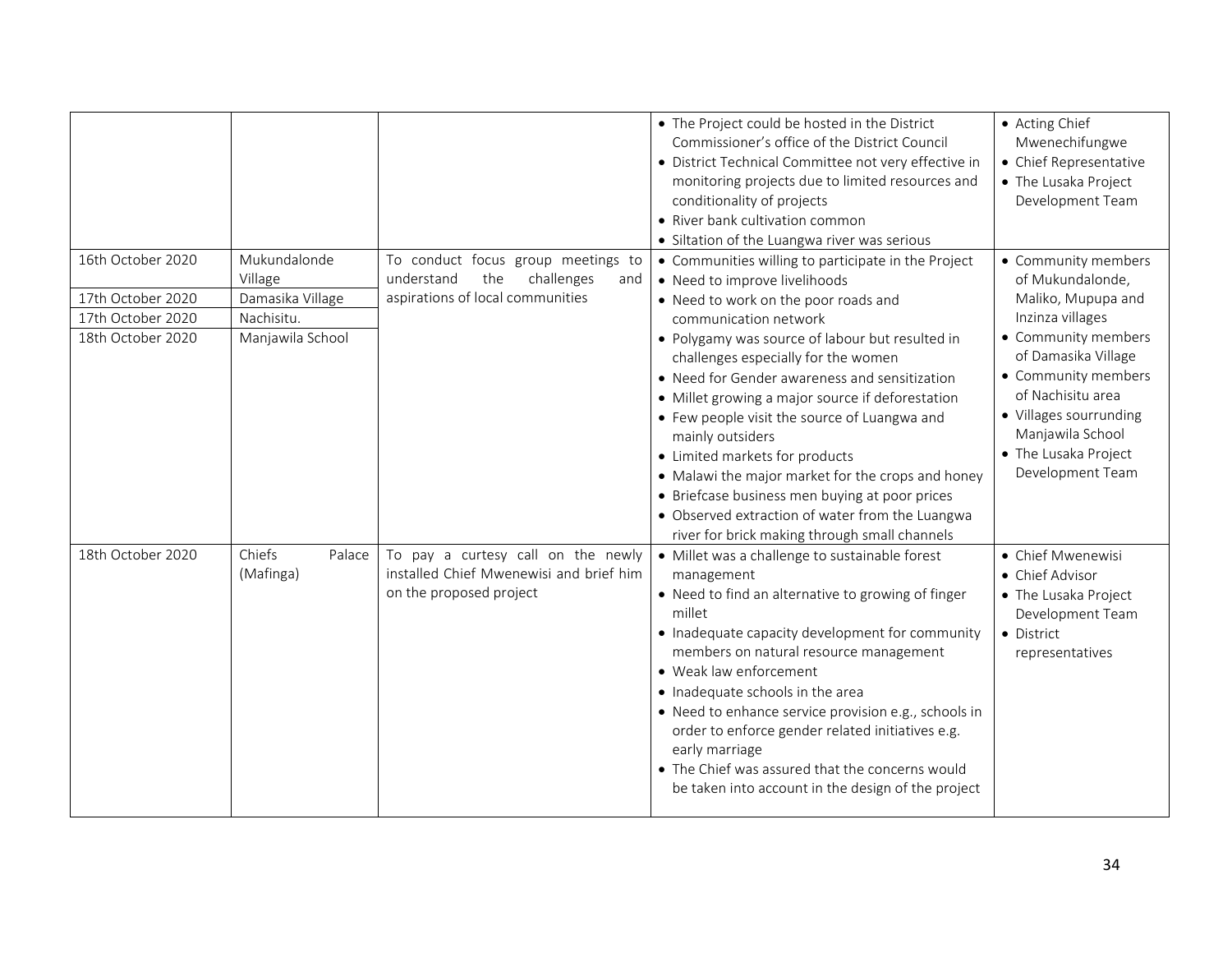| | | | | |
|---|---|---|---|---|
| | | | • The Project could be hosted in the District Commissioner's office of the District Council<br>• District Technical Committee not very effective in monitoring projects due to limited resources and conditionality of projects<br>• River bank cultivation common<br>• Siltation of the Luangwa river was serious | • Acting Chief Mwenechifungwe<br>• Chief Representative<br>• The Lusaka Project Development Team |
| 16th October 2020<br>17th October 2020<br>17th October 2020<br>18th October 2020 | Mukundalonde Village<br>Damasika Village<br>Nachisitu.<br>Manjawila School | To conduct focus group meetings to understand the challenges and aspirations of local communities | • Communities willing to participate in the Project<br>• Need to improve livelihoods<br>• Need to work on the poor roads and communication network<br>• Polygamy was source of labour but resulted in challenges especially for the women<br>• Need for Gender awareness and sensitization<br>• Millet growing a major source if deforestation<br>• Few people visit the source of Luangwa and mainly outsiders<br>• Limited markets for products<br>• Malawi the major market for the crops and honey<br>• Briefcase business men buying at poor prices<br>• Observed extraction of water from the Luangwa river for brick making through small channels | • Community members of Mukundalonde, Maliko, Mupupa and Inzinza villages<br>• Community members of Damasika Village<br>• Community members of Nachisitu area<br>• Villages sourrunding Manjawila School<br>• The Lusaka Project Development Team |
| 18th October 2020 | Chiefs Palace (Mafinga) | To pay a curtesy call on the newly installed Chief Mwenewisi and brief him on the proposed project | • Millet was a challenge to sustainable forest management<br>• Need to find an alternative to growing of finger millet<br>• Inadequate capacity development for community members on natural resource management<br>• Weak law enforcement<br>• Inadequate schools in the area<br>• Need to enhance service provision e.g., schools in order to enforce gender related initiatives e.g. early marriage<br>• The Chief was assured that the concerns would be taken into account in the design of the project | • Chief Mwenewisi<br>• Chief Advisor<br>• The Lusaka Project Development Team<br>• District representatives |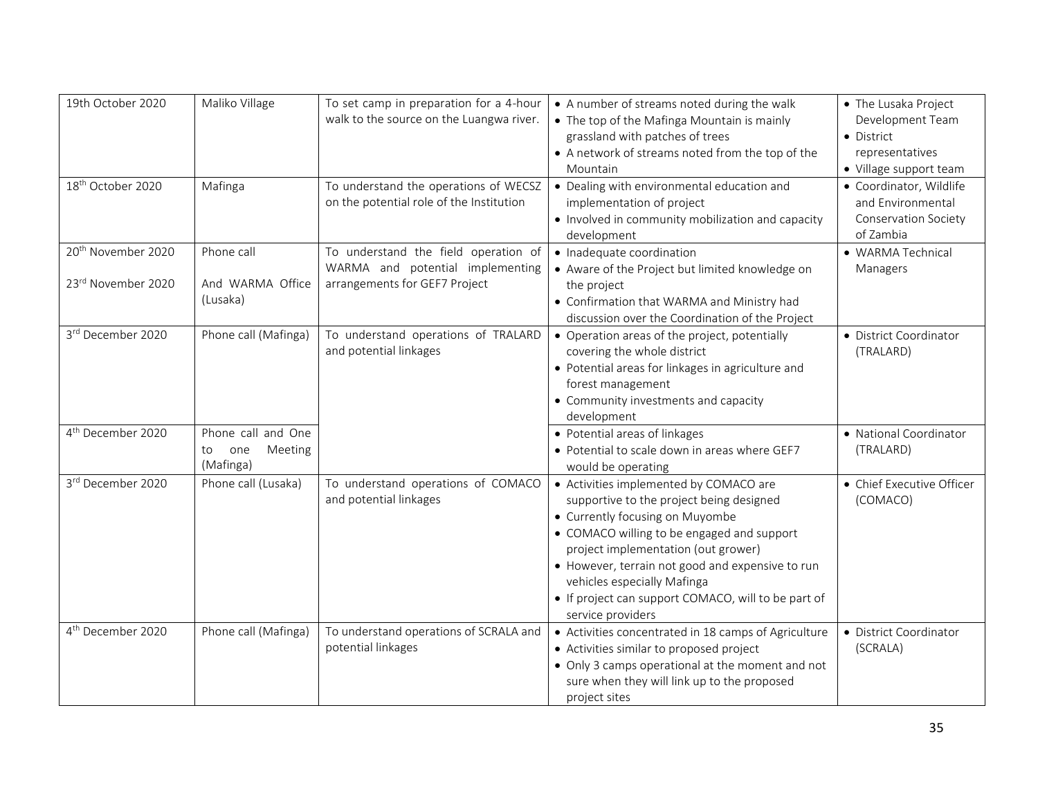| 19th October 2020 | Maliko Village | To set camp in preparation for a 4-hour walk to the source on the Luangwa river. | • A number of streams noted during the walk<br>• The top of the Mafinga Mountain is mainly grassland with patches of trees<br>• A network of streams noted from the top of the Mountain | • The Lusaka Project Development Team<br>• District representatives<br>• Village support team |
|---|---|---|---|---|
| 18th October 2020 | Mafinga | To understand the operations of WECSZ on the potential role of the Institution | • Dealing with environmental education and implementation of project<br>• Involved in community mobilization and capacity development | • Coordinator, Wildlife and Environmental Conservation Society of Zambia |
| 20th November 2020<br><br>23rd November 2020 | Phone call<br><br>And WARMA Office (Lusaka) | To understand the field operation of WARMA and potential implementing arrangements for GEF7 Project | • Inadequate coordination<br>• Aware of the Project but limited knowledge on the project<br>• Confirmation that WARMA and Ministry had discussion over the Coordination of the Project | • WARMA Technical Managers |
| 3rd December 2020 | Phone call (Mafinga) | To understand operations of TRALARD and potential linkages | • Operation areas of the project, potentially covering the whole district<br>• Potential areas for linkages in agriculture and forest management<br>• Community investments and capacity development | • District Coordinator (TRALARD) |
| 4th December 2020 | Phone call and One to one Meeting (Mafinga) | | • Potential areas of linkages<br>• Potential to scale down in areas where GEF7 would be operating | • National Coordinator (TRALARD) |
| 3rd December 2020 | Phone call (Lusaka) | To understand operations of COMACO and potential linkages | • Activities implemented by COMACO are supportive to the project being designed<br>• Currently focusing on Muyombe<br>• COMACO willing to be engaged and support project implementation (out grower)<br>• However, terrain not good and expensive to run vehicles especially Mafinga<br>• If project can support COMACO, will to be part of service providers | • Chief Executive Officer (COMACO) |
| 4th December 2020 | Phone call (Mafinga) | To understand operations of SCRALA and potential linkages | • Activities concentrated in 18 camps of Agriculture<br>• Activities similar to proposed project<br>• Only 3 camps operational at the moment and not sure when they will link up to the proposed project sites | • District Coordinator (SCRALA) |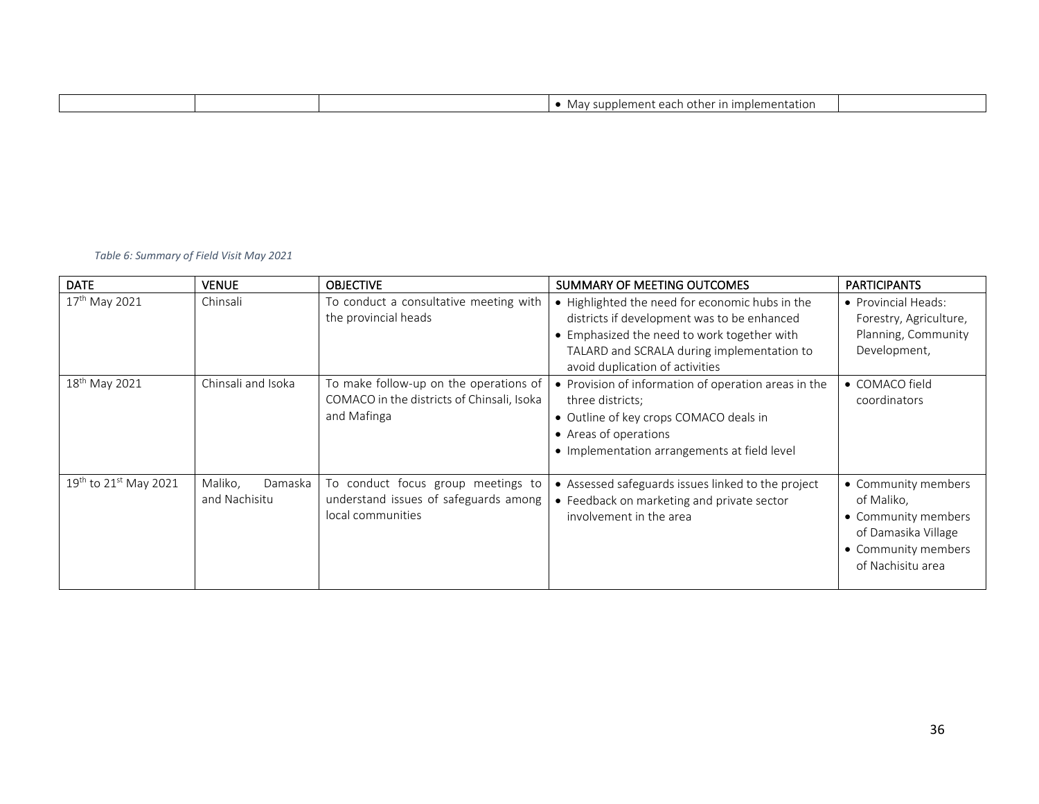| | | | | |
|---|---|---|---|---|
| | | | • May supplement each other in implementation | |

*Table 6: Summary of Field Visit May 2021*

| DATE | VENUE | OBJECTIVE | SUMMARY OF MEETING OUTCOMES | PARTICIPANTS |
|---|---|---|---|---|
| 17th May 2021 | Chinsali | To conduct a consultative meeting with the provincial heads | • Highlighted the need for economic hubs in the districts if development was to be enhanced<br>• Emphasized the need to work together with TALARD and SCRALA during implementation to avoid duplication of activities | • Provincial Heads: Forestry, Agriculture, Planning, Community Development, |
| 18th May 2021 | Chinsali and Isoka | To make follow-up on the operations of COMACO in the districts of Chinsali, Isoka and Mafinga | • Provision of information of operation areas in the three districts;<br>• Outline of key crops COMACO deals in<br>• Areas of operations<br>• Implementation arrangements at field level | • COMACO field coordinators |
| 19th to 21st May 2021 | Maliko, Damaska and Nachisitu | To conduct focus group meetings to understand issues of safeguards among local communities | • Assessed safeguards issues linked to the project<br>• Feedback on marketing and private sector involvement in the area | • Community members of Maliko,<br>• Community members of Damasika Village<br>• Community members of Nachisitu area |